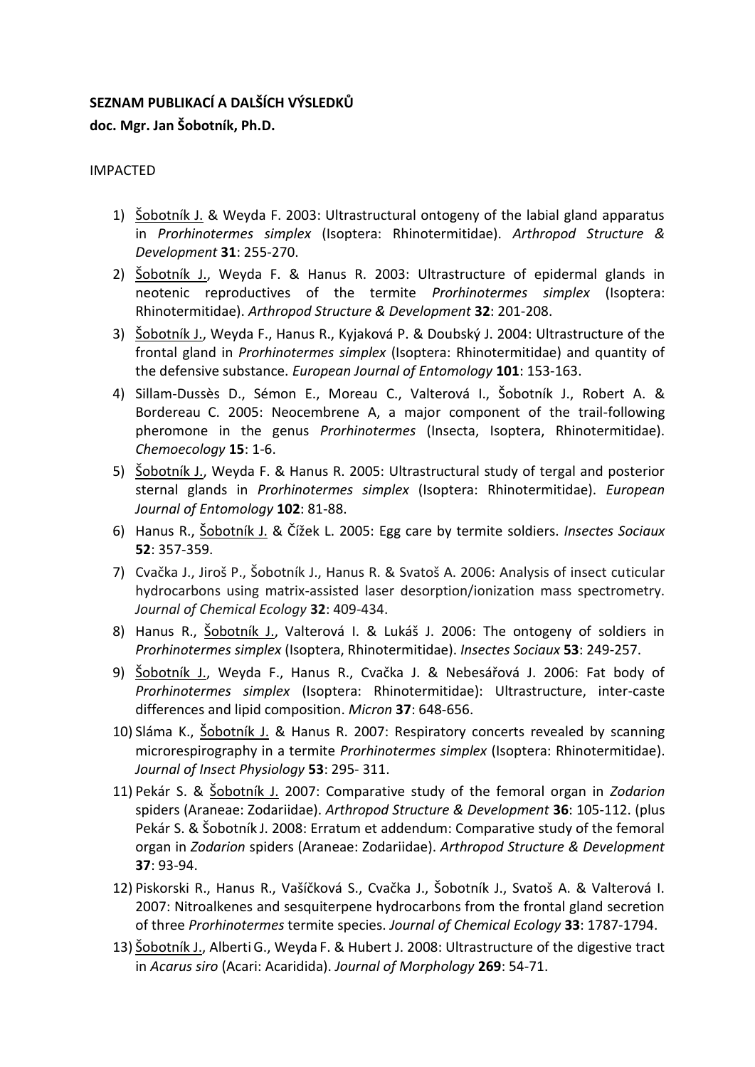**SEZNAM PUBLIKACÍ A DALŠÍCH VÝSLEDKŮ**

**doc. Mgr. Jan Šobotník, Ph.D.**

IMPACTED

1) Šobotník J. & Weyda F. 2003: Ultrastructural ontogeny of the labial gland apparatus in *Prorhinotermes simplex* (Isoptera: Rhinotermitidae). *Arthropod Structure & Development* **31**: 255-270.
2) Šobotník J., Weyda F. & Hanus R. 2003: Ultrastructure of epidermal glands in neotenic reproductives of the termite *Prorhinotermes simplex* (Isoptera: Rhinotermitidae). *Arthropod Structure & Development* **32**: 201-208.
3) Šobotník J., Weyda F., Hanus R., Kyjaková P. & Doubský J. 2004: Ultrastructure of the frontal gland in *Prorhinotermes simplex* (Isoptera: Rhinotermitidae) and quantity of the defensive substance. *European Journal of Entomology* **101**: 153-163.
4) Sillam-Dussès D., Sémon E., Moreau C., Valterová I., Šobotník J., Robert A. & Bordereau C. 2005: Neocembrene A, a major component of the trail-following pheromone in the genus *Prorhinotermes* (Insecta, Isoptera, Rhinotermitidae). *Chemoecology* **15**: 1-6.
5) Šobotník J., Weyda F. & Hanus R. 2005: Ultrastructural study of tergal and posterior sternal glands in *Prorhinotermes simplex* (Isoptera: Rhinotermitidae). *European Journal of Entomology* **102**: 81-88.
6) Hanus R., Šobotník J. & Čížek L. 2005: Egg care by termite soldiers. *Insectes Sociaux* **52**: 357-359.
7) Cvačka J., Jiroš P., Šobotník J., Hanus R. & Svatoš A. 2006: Analysis of insect cuticular hydrocarbons using matrix-assisted laser desorption/ionization mass spectrometry. *Journal of Chemical Ecology* **32**: 409-434.
8) Hanus R., Šobotník J., Valterová I. & Lukáš J. 2006: The ontogeny of soldiers in *Prorhinotermes simplex* (Isoptera, Rhinotermitidae). *Insectes Sociaux* **53**: 249-257.
9) Šobotník J., Weyda F., Hanus R., Cvačka J. & Nebesářová J. 2006: Fat body of *Prorhinotermes simplex* (Isoptera: Rhinotermitidae): Ultrastructure, inter-caste differences and lipid composition. *Micron* **37**: 648-656.
10) Sláma K., Šobotník J. & Hanus R. 2007: Respiratory concerts revealed by scanning microrespirography in a termite *Prorhinotermes simplex* (Isoptera: Rhinotermitidae). *Journal of Insect Physiology* **53**: 295- 311.
11) Pekár S. & Šobotník J. 2007: Comparative study of the femoral organ in *Zodarion* spiders (Araneae: Zodariidae). *Arthropod Structure & Development* **36**: 105-112. (plus Pekár S. & Šobotník J. 2008: Erratum et addendum: Comparative study of the femoral organ in *Zodarion* spiders (Araneae: Zodariidae). *Arthropod Structure & Development* **37**: 93-94.
12) Piskorski R., Hanus R., Vašíčková S., Cvačka J., Šobotník J., Svatoš A. & Valterová I. 2007: Nitroalkenes and sesquiterpene hydrocarbons from the frontal gland secretion of three *Prorhinotermes* termite species. *Journal of Chemical Ecology* **33**: 1787-1794.
13) Šobotník J., Alberti G., Weyda F. & Hubert J. 2008: Ultrastructure of the digestive tract in *Acarus siro* (Acari: Acaridida). *Journal of Morphology* **269**: 54-71.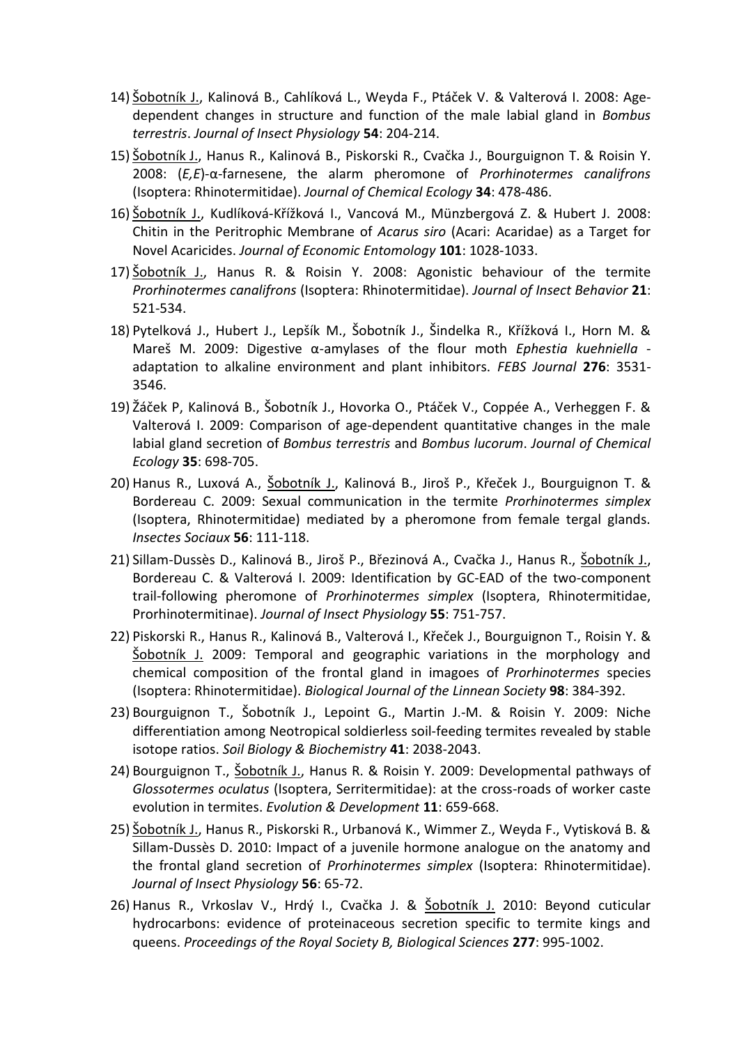14) Šobotník J., Kalinová B., Cahlíková L., Weyda F., Ptáček V. & Valterová I. 2008: Age-dependent changes in structure and function of the male labial gland in *Bombus terrestris*. *Journal of Insect Physiology* **54**: 204-214.

15) Šobotník J., Hanus R., Kalinová B., Piskorski R., Cvačka J., Bourguignon T. & Roisin Y. 2008: (*E,E*)-α-farnesene, the alarm pheromone of *Prorhinotermes canalifrons* (Isoptera: Rhinotermitidae). *Journal of Chemical Ecology* **34**: 478-486.

16) Šobotník J., Kudlíková-Křížková I., Vancová M., Münzbergová Z. & Hubert J. 2008: Chitin in the Peritrophic Membrane of *Acarus siro* (Acari: Acaridae) as a Target for Novel Acaricides. *Journal of Economic Entomology* **101**: 1028-1033.

17) Šobotník J., Hanus R. & Roisin Y. 2008: Agonistic behaviour of the termite *Prorhinotermes canalifrons* (Isoptera: Rhinotermitidae). *Journal of Insect Behavior* **21**: 521-534.

18) Pytelková J., Hubert J., Lepšík M., Šobotník J., Šindelka R., Křížková I., Horn M. & Mareš M. 2009: Digestive α-amylases of the flour moth *Ephestia kuehniella* - adaptation to alkaline environment and plant inhibitors. *FEBS Journal* **276**: 3531-3546.

19) Žáček P, Kalinová B., Šobotník J., Hovorka O., Ptáček V., Coppée A., Verheggen F. & Valterová I. 2009: Comparison of age-dependent quantitative changes in the male labial gland secretion of *Bombus terrestris* and *Bombus lucorum*. *Journal of Chemical Ecology* **35**: 698-705.

20) Hanus R., Luxová A., Šobotník J., Kalinová B., Jiroš P., Křeček J., Bourguignon T. & Bordereau C. 2009: Sexual communication in the termite *Prorhinotermes simplex* (Isoptera, Rhinotermitidae) mediated by a pheromone from female tergal glands. *Insectes Sociaux* **56**: 111-118.

21) Sillam-Dussès D., Kalinová B., Jiroš P., Březinová A., Cvačka J., Hanus R., Šobotník J., Bordereau C. & Valterová I. 2009: Identification by GC-EAD of the two-component trail-following pheromone of *Prorhinotermes simplex* (Isoptera, Rhinotermitidae, Prorhinotermitinae). *Journal of Insect Physiology* **55**: 751-757.

22) Piskorski R., Hanus R., Kalinová B., Valterová I., Křeček J., Bourguignon T., Roisin Y. & Šobotník J. 2009: Temporal and geographic variations in the morphology and chemical composition of the frontal gland in imagoes of *Prorhinotermes* species (Isoptera: Rhinotermitidae). *Biological Journal of the Linnean Society* **98**: 384-392.

23) Bourguignon T., Šobotník J., Lepoint G., Martin J.-M. & Roisin Y. 2009: Niche differentiation among Neotropical soldierless soil-feeding termites revealed by stable isotope ratios. *Soil Biology & Biochemistry* **41**: 2038-2043.

24) Bourguignon T., Šobotník J., Hanus R. & Roisin Y. 2009: Developmental pathways of *Glossotermes oculatus* (Isoptera, Serritermitidae): at the cross-roads of worker caste evolution in termites. *Evolution & Development* **11**: 659-668.

25) Šobotník J., Hanus R., Piskorski R., Urbanová K., Wimmer Z., Weyda F., Vytisková B. & Sillam-Dussès D. 2010: Impact of a juvenile hormone analogue on the anatomy and the frontal gland secretion of *Prorhinotermes simplex* (Isoptera: Rhinotermitidae). *Journal of Insect Physiology* **56**: 65-72.

26) Hanus R., Vrkoslav V., Hrdý I., Cvačka J. & Šobotník J. 2010: Beyond cuticular hydrocarbons: evidence of proteinaceous secretion specific to termite kings and queens. *Proceedings of the Royal Society B, Biological Sciences* **277**: 995-1002.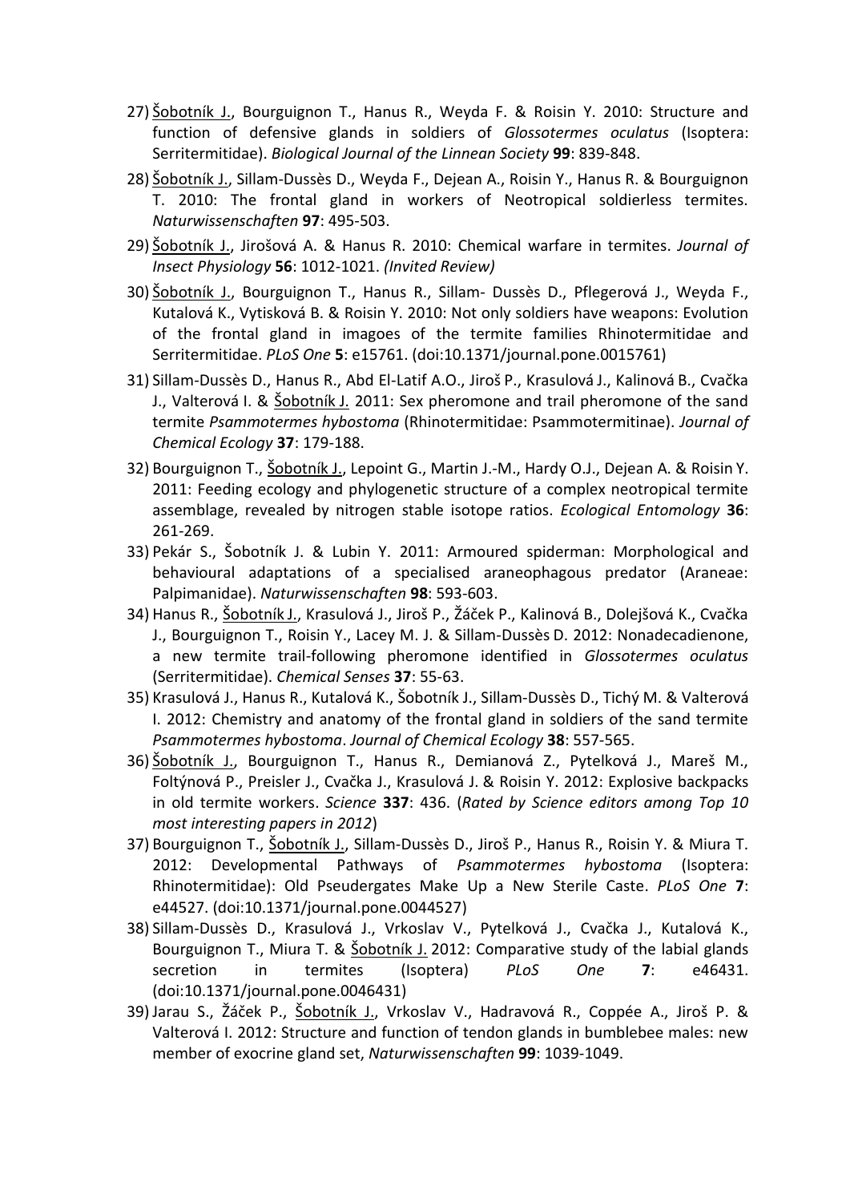27) <u>Šobotník J.</u>, Bourguignon T., Hanus R., Weyda F. & Roisin Y. 2010: Structure and function of defensive glands in soldiers of *Glossotermes oculatus* (Isoptera: Serritermitidae). *Biological Journal of the Linnean Society* **99**: 839-848.

28) <u>Šobotník J.</u>, Sillam-Dussès D., Weyda F., Dejean A., Roisin Y., Hanus R. & Bourguignon T. 2010: The frontal gland in workers of Neotropical soldierless termites. *Naturwissenschaften* **97**: 495-503.

29) <u>Šobotník J.</u>, Jirošová A. & Hanus R. 2010: Chemical warfare in termites. *Journal of Insect Physiology* **56**: 1012-1021. *(Invited Review)*

30) <u>Šobotník J.</u>, Bourguignon T., Hanus R., Sillam- Dussès D., Pflegerová J., Weyda F., Kutalová K., Vytisková B. & Roisin Y. 2010: Not only soldiers have weapons: Evolution of the frontal gland in imagoes of the termite families Rhinotermitidae and Serritermitidae. *PLoS One* **5**: e15761. (doi:10.1371/journal.pone.0015761)

31) Sillam-Dussès D., Hanus R., Abd El-Latif A.O., Jiroš P., Krasulová J., Kalinová B., Cvačka J., Valterová I. & <u>Šobotník J.</u> 2011: Sex pheromone and trail pheromone of the sand termite *Psammotermes hybostoma* (Rhinotermitidae: Psammotermitinae). *Journal of Chemical Ecology* **37**: 179-188.

32) Bourguignon T., <u>Šobotník J.</u>, Lepoint G., Martin J.-M., Hardy O.J., Dejean A. & Roisin Y. 2011: Feeding ecology and phylogenetic structure of a complex neotropical termite assemblage, revealed by nitrogen stable isotope ratios. *Ecological Entomology* **36**: 261-269.

33) Pekár S., Šobotník J. & Lubin Y. 2011: Armoured spiderman: Morphological and behavioural adaptations of a specialised araneophagous predator (Araneae: Palpimanidae). *Naturwissenschaften* **98**: 593-603.

34) Hanus R., <u>Šobotník J.</u>, Krasulová J., Jiroš P., Žáček P., Kalinová B., Dolejšová K., Cvačka J., Bourguignon T., Roisin Y., Lacey M. J. & Sillam-Dussès D. 2012: Nonadecadienone, a new termite trail-following pheromone identified in *Glossotermes oculatus* (Serritermitidae). *Chemical Senses* **37**: 55-63.

35) Krasulová J., Hanus R., Kutalová K., Šobotník J., Sillam-Dussès D., Tichý M. & Valterová I. 2012: Chemistry and anatomy of the frontal gland in soldiers of the sand termite *Psammotermes hybostoma*. *Journal of Chemical Ecology* **38**: 557-565.

36) <u>Šobotník J.</u>, Bourguignon T., Hanus R., Demianová Z., Pytelková J., Mareš M., Foltýnová P., Preisler J., Cvačka J., Krasulová J. & Roisin Y. 2012: Explosive backpacks in old termite workers. *Science* **337**: 436. (*Rated by Science editors among Top 10 most interesting papers in 2012*)

37) Bourguignon T., <u>Šobotník J.</u>, Sillam-Dussès D., Jiroš P., Hanus R., Roisin Y. & Miura T. 2012: Developmental Pathways of *Psammotermes hybostoma* (Isoptera: Rhinotermitidae): Old Pseudergates Make Up a New Sterile Caste. *PLoS One* **7**: e44527. (doi:10.1371/journal.pone.0044527)

38) Sillam-Dussès D., Krasulová J., Vrkoslav V., Pytelková J., Cvačka J., Kutalová K., Bourguignon T., Miura T. & <u>Šobotník J.</u> 2012: Comparative study of the labial glands secretion in termites (Isoptera) *PLoS One* **7**: e46431. (doi:10.1371/journal.pone.0046431)

39) Jarau S., Žáček P., <u>Šobotník J.</u>, Vrkoslav V., Hadravová R., Coppée A., Jiroš P. & Valterová I. 2012: Structure and function of tendon glands in bumblebee males: new member of exocrine gland set, *Naturwissenschaften* **99**: 1039-1049.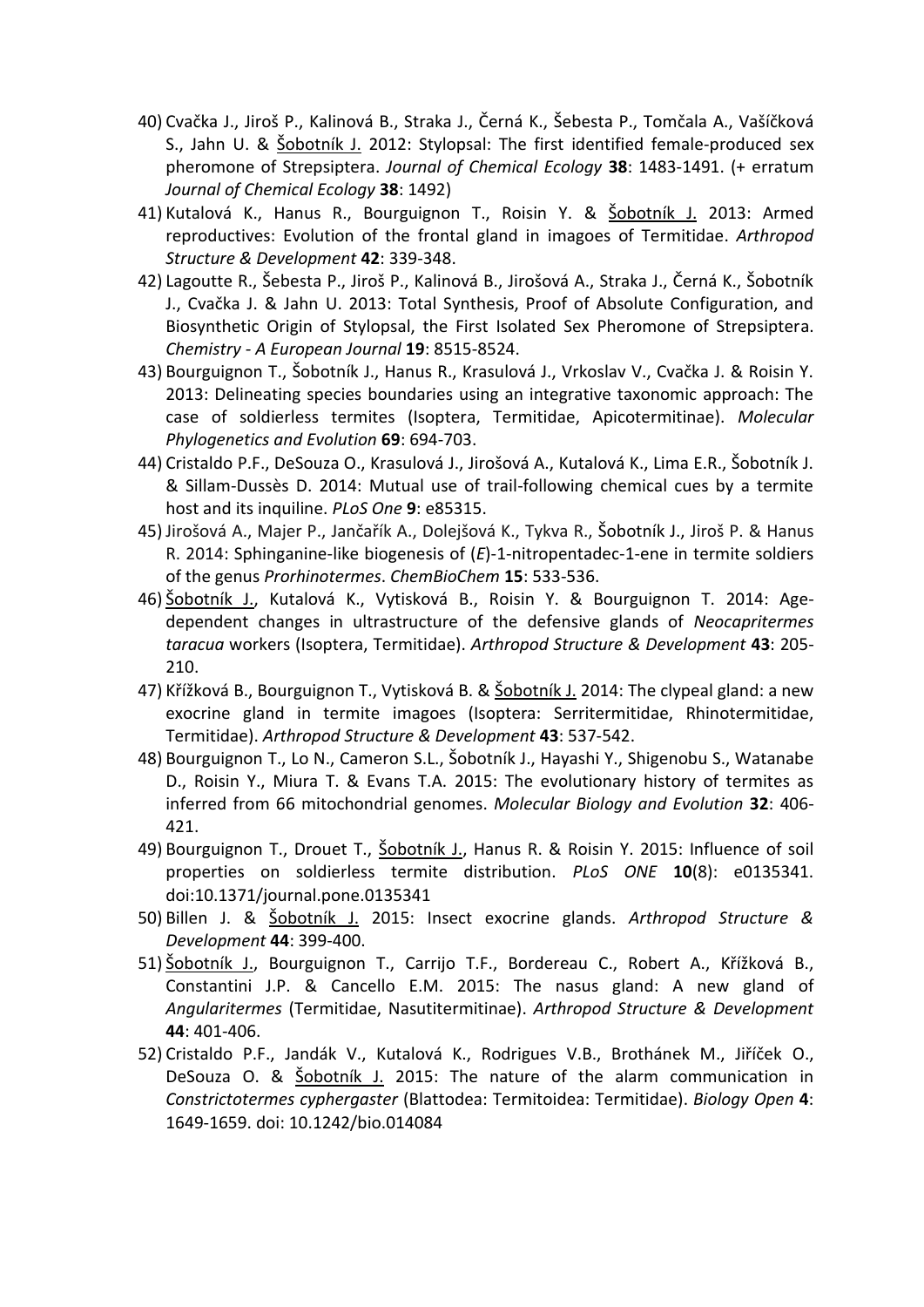40) Cvačka J., Jiroš P., Kalinová B., Straka J., Černá K., Šebesta P., Tomčala A., Vašíčková S., Jahn U. & Šobotník J. 2012: Stylopsal: The first identified female-produced sex pheromone of Strepsiptera. *Journal of Chemical Ecology* **38**: 1483-1491. (+ erratum *Journal of Chemical Ecology* **38**: 1492)

41) Kutalová K., Hanus R., Bourguignon T., Roisin Y. & Šobotník J. 2013: Armed reproductives: Evolution of the frontal gland in imagoes of Termitidae. *Arthropod Structure & Development* **42**: 339-348.

42) Lagoutte R., Šebesta P., Jiroš P., Kalinová B., Jirošová A., Straka J., Černá K., Šobotník J., Cvačka J. & Jahn U. 2013: Total Synthesis, Proof of Absolute Configuration, and Biosynthetic Origin of Stylopsal, the First Isolated Sex Pheromone of Strepsiptera. *Chemistry - A European Journal* **19**: 8515-8524.

43) Bourguignon T., Šobotník J., Hanus R., Krasulová J., Vrkoslav V., Cvačka J. & Roisin Y. 2013: Delineating species boundaries using an integrative taxonomic approach: The case of soldierless termites (Isoptera, Termitidae, Apicotermitinae). *Molecular Phylogenetics and Evolution* **69**: 694-703.

44) Cristaldo P.F., DeSouza O., Krasulová J., Jirošová A., Kutalová K., Lima E.R., Šobotník J. & Sillam-Dussès D. 2014: Mutual use of trail-following chemical cues by a termite host and its inquiline. *PLoS One* **9**: e85315.

45) Jirošová A., Majer P., Jančařík A., Dolejšová K., Tykva R., Šobotník J., Jiroš P. & Hanus R. 2014: Sphinganine-like biogenesis of (*E*)-1-nitropentadec-1-ene in termite soldiers of the genus *Prorhinotermes*. *ChemBioChem* **15**: 533-536.

46) Šobotník J., Kutalová K., Vytisková B., Roisin Y. & Bourguignon T. 2014: Age-dependent changes in ultrastructure of the defensive glands of *Neocapritermes taracua* workers (Isoptera, Termitidae). *Arthropod Structure & Development* **43**: 205-210.

47) Křížková B., Bourguignon T., Vytisková B. & Šobotník J. 2014: The clypeal gland: a new exocrine gland in termite imagoes (Isoptera: Serritermitidae, Rhinotermitidae, Termitidae). *Arthropod Structure & Development* **43**: 537-542.

48) Bourguignon T., Lo N., Cameron S.L., Šobotník J., Hayashi Y., Shigenobu S., Watanabe D., Roisin Y., Miura T. & Evans T.A. 2015: The evolutionary history of termites as inferred from 66 mitochondrial genomes. *Molecular Biology and Evolution* **32**: 406-421.

49) Bourguignon T., Drouet T., Šobotník J., Hanus R. & Roisin Y. 2015: Influence of soil properties on soldierless termite distribution. *PLoS ONE* **10**(8): e0135341. doi:10.1371/journal.pone.0135341

50) Billen J. & Šobotník J. 2015: Insect exocrine glands. *Arthropod Structure & Development* **44**: 399-400.

51) Šobotník J., Bourguignon T., Carrijo T.F., Bordereau C., Robert A., Křížková B., Constantini J.P. & Cancello E.M. 2015: The nasus gland: A new gland of *Angularitermes* (Termitidae, Nasutitermitinae). *Arthropod Structure & Development* **44**: 401-406.

52) Cristaldo P.F., Jandák V., Kutalová K., Rodrigues V.B., Brothánek M., Jiříček O., DeSouza O. & Šobotník J. 2015: The nature of the alarm communication in *Constrictotermes cyphergaster* (Blattodea: Termitoidea: Termitidae). *Biology Open* **4**: 1649-1659. doi: 10.1242/bio.014084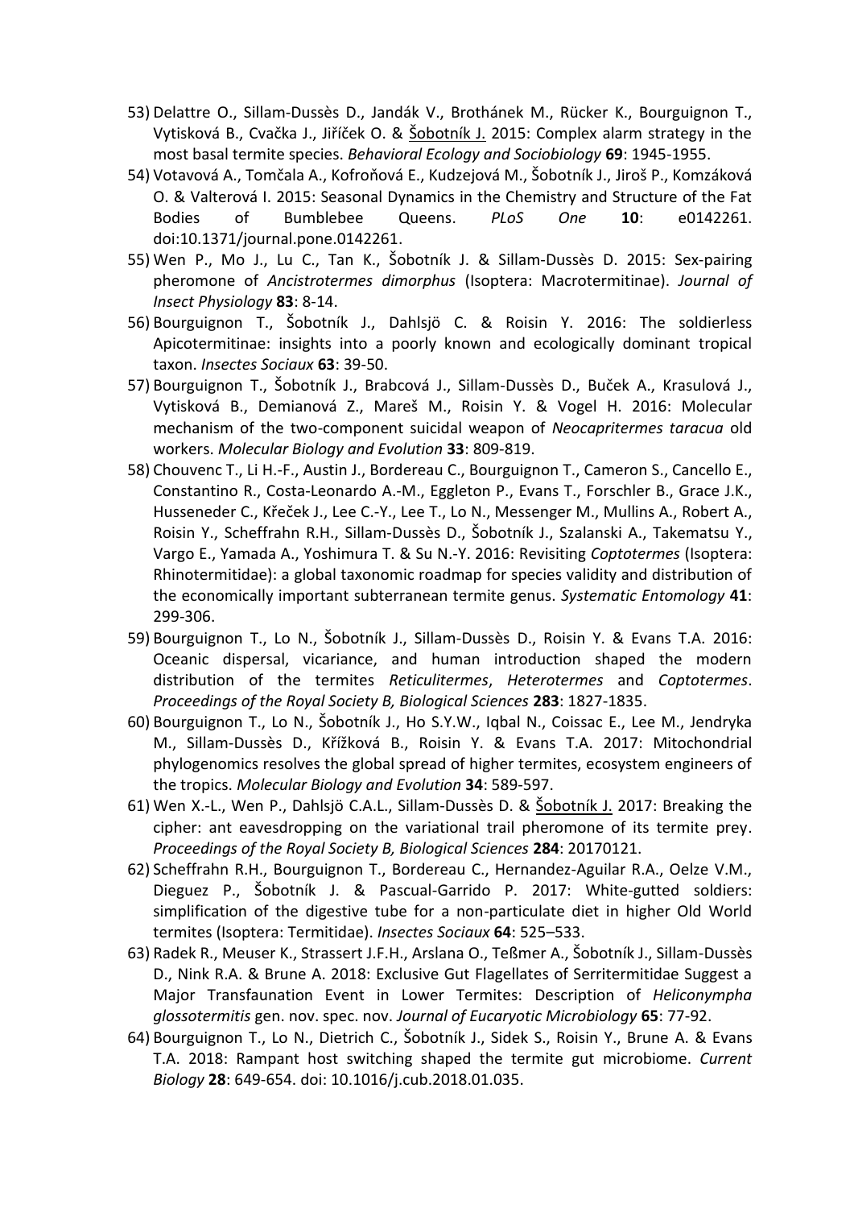53) Delattre O., Sillam-Dussès D., Jandák V., Brothánek M., Rücker K., Bourguignon T., Vytisková B., Cvačka J., Jiříček O. & Šobotník J. 2015: Complex alarm strategy in the most basal termite species. *Behavioral Ecology and Sociobiology* **69**: 1945-1955.

54) Votavová A., Tomčala A., Kofroňová E., Kudzejová M., Šobotník J., Jiroš P., Komzáková O. & Valterová I. 2015: Seasonal Dynamics in the Chemistry and Structure of the Fat Bodies of Bumblebee Queens. *PLoS One* **10**: e0142261. doi:10.1371/journal.pone.0142261.

55) Wen P., Mo J., Lu C., Tan K., Šobotník J. & Sillam-Dussès D. 2015: Sex-pairing pheromone of *Ancistrotermes dimorphus* (Isoptera: Macrotermitinae). *Journal of Insect Physiology* **83**: 8-14.

56) Bourguignon T., Šobotník J., Dahlsjö C. & Roisin Y. 2016: The soldierless Apicotermitinae: insights into a poorly known and ecologically dominant tropical taxon. *Insectes Sociaux* **63**: 39-50.

57) Bourguignon T., Šobotník J., Brabcová J., Sillam-Dussès D., Buček A., Krasulová J., Vytisková B., Demianová Z., Mareš M., Roisin Y. & Vogel H. 2016: Molecular mechanism of the two-component suicidal weapon of *Neocapritermes taracua* old workers. *Molecular Biology and Evolution* **33**: 809-819.

58) Chouvenc T., Li H.-F., Austin J., Bordereau C., Bourguignon T., Cameron S., Cancello E., Constantino R., Costa-Leonardo A.-M., Eggleton P., Evans T., Forschler B., Grace J.K., Husseneder C., Křeček J., Lee C.-Y., Lee T., Lo N., Messenger M., Mullins A., Robert A., Roisin Y., Scheffrahn R.H., Sillam-Dussès D., Šobotník J., Szalanski A., Takematsu Y., Vargo E., Yamada A., Yoshimura T. & Su N.-Y. 2016: Revisiting *Coptotermes* (Isoptera: Rhinotermitidae): a global taxonomic roadmap for species validity and distribution of the economically important subterranean termite genus. *Systematic Entomology* **41**: 299-306.

59) Bourguignon T., Lo N., Šobotník J., Sillam-Dussès D., Roisin Y. & Evans T.A. 2016: Oceanic dispersal, vicariance, and human introduction shaped the modern distribution of the termites *Reticulitermes*, *Heterotermes* and *Coptotermes*. *Proceedings of the Royal Society B, Biological Sciences* **283**: 1827-1835.

60) Bourguignon T., Lo N., Šobotník J., Ho S.Y.W., Iqbal N., Coissac E., Lee M., Jendryka M., Sillam-Dussès D., Křížková B., Roisin Y. & Evans T.A. 2017: Mitochondrial phylogenomics resolves the global spread of higher termites, ecosystem engineers of the tropics. *Molecular Biology and Evolution* **34**: 589-597.

61) Wen X.-L., Wen P., Dahlsjö C.A.L., Sillam-Dussès D. & Šobotník J. 2017: Breaking the cipher: ant eavesdropping on the variational trail pheromone of its termite prey. *Proceedings of the Royal Society B, Biological Sciences* **284**: 20170121.

62) Scheffrahn R.H., Bourguignon T., Bordereau C., Hernandez-Aguilar R.A., Oelze V.M., Dieguez P., Šobotník J. & Pascual-Garrido P. 2017: White-gutted soldiers: simplification of the digestive tube for a non-particulate diet in higher Old World termites (Isoptera: Termitidae). *Insectes Sociaux* **64**: 525–533.

63) Radek R., Meuser K., Strassert J.F.H., Arslana O., Teßmer A., Šobotník J., Sillam-Dussès D., Nink R.A. & Brune A. 2018: Exclusive Gut Flagellates of Serritermitidae Suggest a Major Transfaunation Event in Lower Termites: Description of *Heliconympha glossotermitis* gen. nov. spec. nov. *Journal of Eucaryotic Microbiology* **65**: 77-92.

64) Bourguignon T., Lo N., Dietrich C., Šobotník J., Sidek S., Roisin Y., Brune A. & Evans T.A. 2018: Rampant host switching shaped the termite gut microbiome. *Current Biology* **28**: 649-654. doi: 10.1016/j.cub.2018.01.035.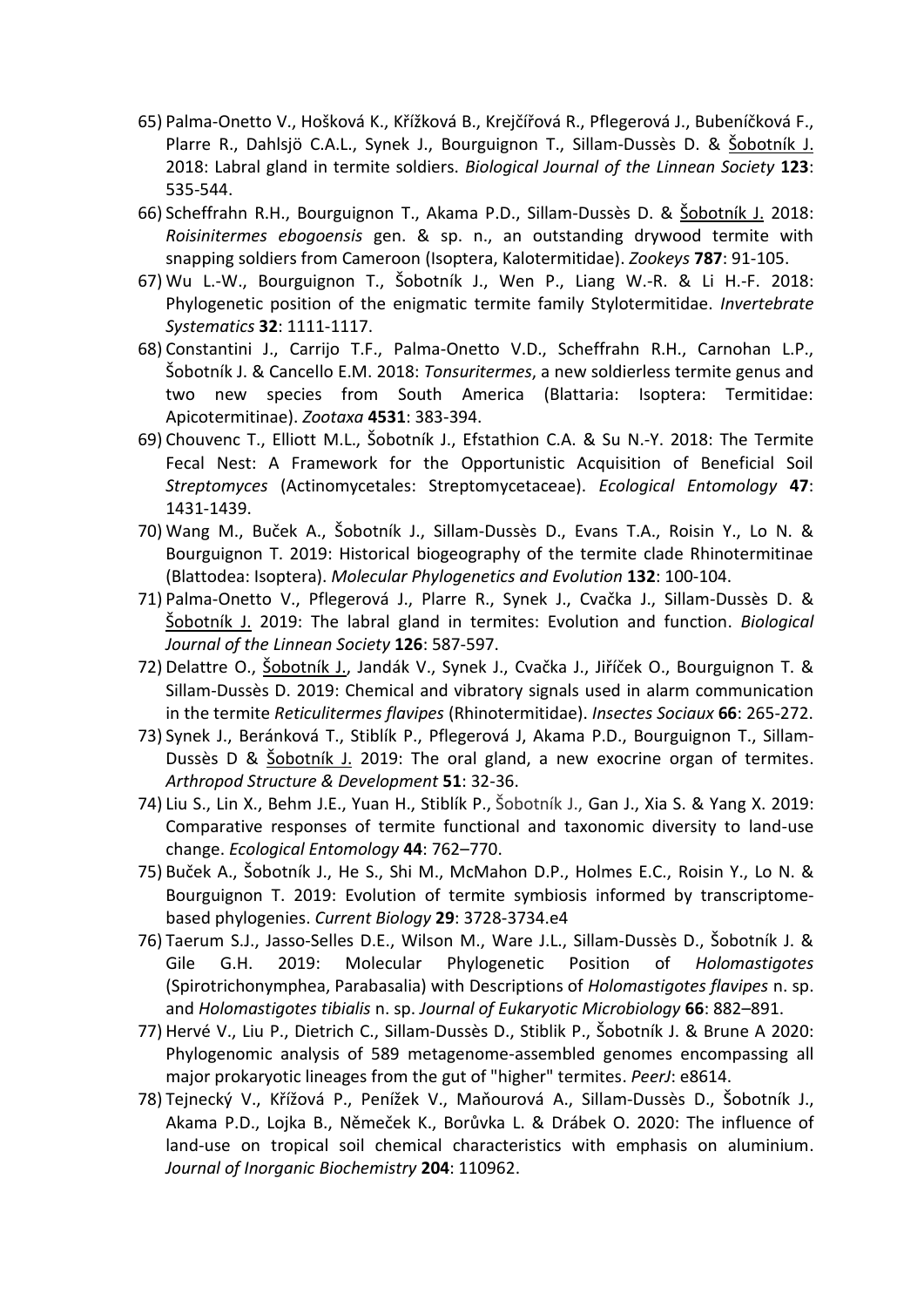65) Palma-Onetto V., Hošková K., Křížková B., Krejčířová R., Pflegerová J., Bubeníčková F., Plarre R., Dahlsjö C.A.L., Synek J., Bourguignon T., Sillam-Dussès D. & Šobotník J. 2018: Labral gland in termite soldiers. *Biological Journal of the Linnean Society* **123**: 535-544.
66) Scheffrahn R.H., Bourguignon T., Akama P.D., Sillam-Dussès D. & Šobotník J. 2018: *Roisinitermes ebogoensis* gen. & sp. n., an outstanding drywood termite with snapping soldiers from Cameroon (Isoptera, Kalotermitidae). *Zookeys* **787**: 91-105.
67) Wu L.-W., Bourguignon T., Šobotník J., Wen P., Liang W.-R. & Li H.-F. 2018: Phylogenetic position of the enigmatic termite family Stylotermitidae. *Invertebrate Systematics* **32**: 1111-1117.
68) Constantini J., Carrijo T.F., Palma-Onetto V.D., Scheffrahn R.H., Carnohan L.P., Šobotník J. & Cancello E.M. 2018: *Tonsuritermes*, a new soldierless termite genus and two new species from South America (Blattaria: Isoptera: Termitidae: Apicotermitinae). *Zootaxa* **4531**: 383-394.
69) Chouvenc T., Elliott M.L., Šobotník J., Efstathion C.A. & Su N.-Y. 2018: The Termite Fecal Nest: A Framework for the Opportunistic Acquisition of Beneficial Soil *Streptomyces* (Actinomycetales: Streptomycetaceae). *Ecological Entomology* **47**: 1431-1439.
70) Wang M., Buček A., Šobotník J., Sillam-Dussès D., Evans T.A., Roisin Y., Lo N. & Bourguignon T. 2019: Historical biogeography of the termite clade Rhinotermitinae (Blattodea: Isoptera). *Molecular Phylogenetics and Evolution* **132**: 100-104.
71) Palma-Onetto V., Pflegerová J., Plarre R., Synek J., Cvačka J., Sillam-Dussès D. & Šobotník J. 2019: The labral gland in termites: Evolution and function. *Biological Journal of the Linnean Society* **126**: 587-597.
72) Delattre O., Šobotník J., Jandák V., Synek J., Cvačka J., Jiříček O., Bourguignon T. & Sillam-Dussès D. 2019: Chemical and vibratory signals used in alarm communication in the termite *Reticulitermes flavipes* (Rhinotermitidae). *Insectes Sociaux* **66**: 265-272.
73) Synek J., Beránková T., Stiblík P., Pflegerová J, Akama P.D., Bourguignon T., Sillam-Dussès D & Šobotník J. 2019: The oral gland, a new exocrine organ of termites. *Arthropod Structure & Development* **51**: 32-36.
74) Liu S., Lin X., Behm J.E., Yuan H., Stiblík P., Šobotník J., Gan J., Xia S. & Yang X. 2019: Comparative responses of termite functional and taxonomic diversity to land-use change. *Ecological Entomology* **44**: 762–770.
75) Buček A., Šobotník J., He S., Shi M., McMahon D.P., Holmes E.C., Roisin Y., Lo N. & Bourguignon T. 2019: Evolution of termite symbiosis informed by transcriptome-based phylogenies. *Current Biology* **29**: 3728-3734.e4
76) Taerum S.J., Jasso-Selles D.E., Wilson M., Ware J.L., Sillam-Dussès D., Šobotník J. & Gile G.H. 2019: Molecular Phylogenetic Position of *Holomastigotes* (Spirotrichonymphea, Parabasalia) with Descriptions of *Holomastigotes flavipes* n. sp. and *Holomastigotes tibialis* n. sp. *Journal of Eukaryotic Microbiology* **66**: 882–891.
77) Hervé V., Liu P., Dietrich C., Sillam-Dussès D., Stiblik P., Šobotník J. & Brune A 2020: Phylogenomic analysis of 589 metagenome-assembled genomes encompassing all major prokaryotic lineages from the gut of "higher" termites. *PeerJ*: e8614.
78) Tejnecký V., Křížová P., Penížek V., Maňourová A., Sillam-Dussès D., Šobotník J., Akama P.D., Lojka B., Němeček K., Borůvka L. & Drábek O. 2020: The influence of land-use on tropical soil chemical characteristics with emphasis on aluminium. *Journal of Inorganic Biochemistry* **204**: 110962.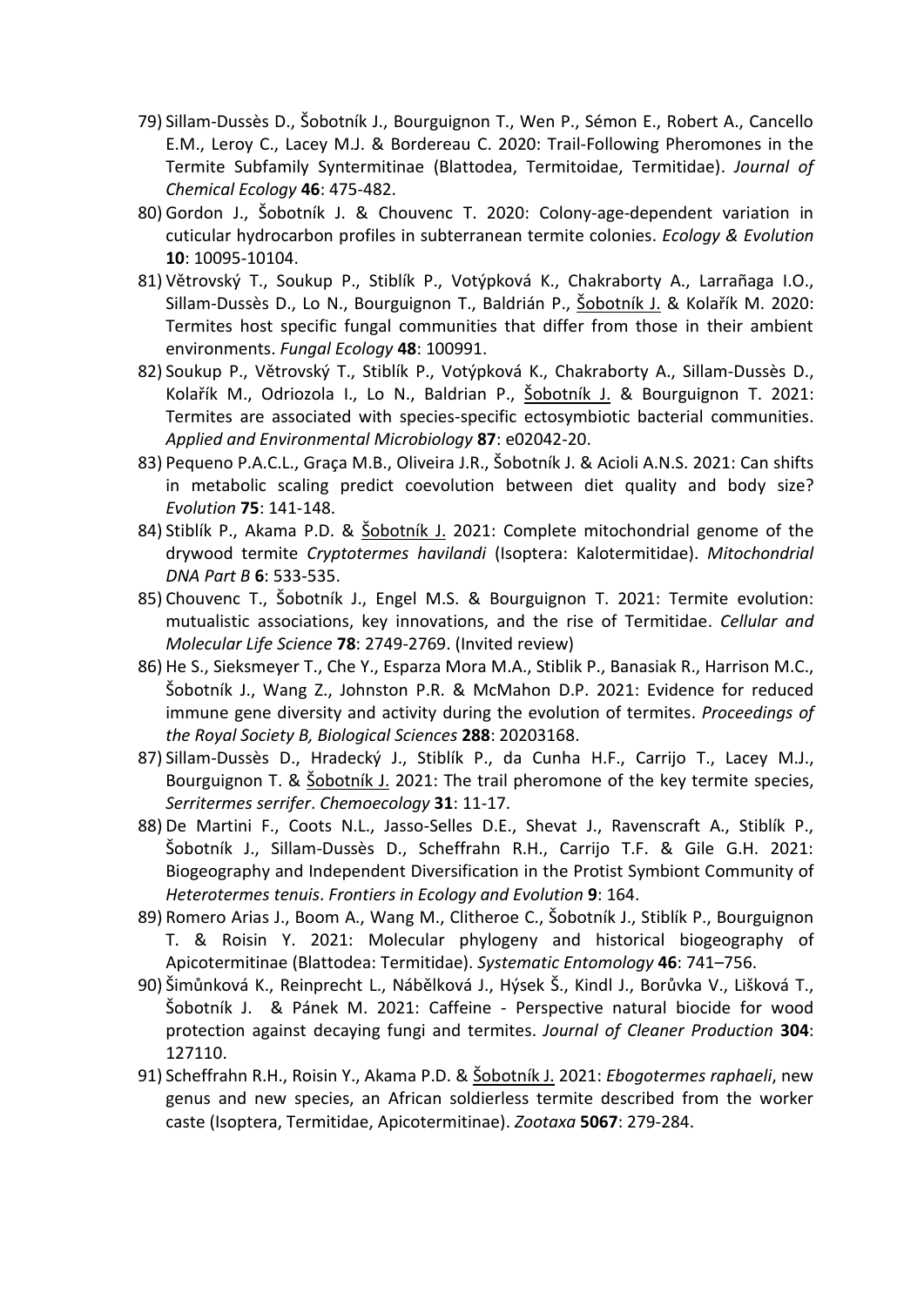79) Sillam-Dussès D., Šobotník J., Bourguignon T., Wen P., Sémon E., Robert A., Cancello E.M., Leroy C., Lacey M.J. & Bordereau C. 2020: Trail-Following Pheromones in the Termite Subfamily Syntermitinae (Blattodea, Termitoidae, Termitidae). *Journal of Chemical Ecology* **46**: 475-482.
80) Gordon J., Šobotník J. & Chouvenc T. 2020: Colony-age-dependent variation in cuticular hydrocarbon profiles in subterranean termite colonies. *Ecology & Evolution* **10**: 10095-10104.
81) Větrovský T., Soukup P., Stiblík P., Votýpková K., Chakraborty A., Larrañaga I.O., Sillam-Dussès D., Lo N., Bourguignon T., Baldrián P., Šobotník J. & Kolařík M. 2020: Termites host specific fungal communities that differ from those in their ambient environments. *Fungal Ecology* **48**: 100991.
82) Soukup P., Větrovský T., Stiblík P., Votýpková K., Chakraborty A., Sillam-Dussès D., Kolařík M., Odriozola I., Lo N., Baldrian P., Šobotník J. & Bourguignon T. 2021: Termites are associated with species-specific ectosymbiotic bacterial communities. *Applied and Environmental Microbiology* **87**: e02042-20.
83) Pequeno P.A.C.L., Graça M.B., Oliveira J.R., Šobotník J. & Acioli A.N.S. 2021: Can shifts in metabolic scaling predict coevolution between diet quality and body size? *Evolution* **75**: 141-148.
84) Stiblík P., Akama P.D. & Šobotník J. 2021: Complete mitochondrial genome of the drywood termite *Cryptotermes havilandi* (Isoptera: Kalotermitidae). *Mitochondrial DNA Part B* **6**: 533-535.
85) Chouvenc T., Šobotník J., Engel M.S. & Bourguignon T. 2021: Termite evolution: mutualistic associations, key innovations, and the rise of Termitidae. *Cellular and Molecular Life Science* **78**: 2749-2769. (Invited review)
86) He S., Sieksmeyer T., Che Y., Esparza Mora M.A., Stiblik P., Banasiak R., Harrison M.C., Šobotník J., Wang Z., Johnston P.R. & McMahon D.P. 2021: Evidence for reduced immune gene diversity and activity during the evolution of termites. *Proceedings of the Royal Society B, Biological Sciences* **288**: 20203168.
87) Sillam-Dussès D., Hradecký J., Stiblík P., da Cunha H.F., Carrijo T., Lacey M.J., Bourguignon T. & Šobotník J. 2021: The trail pheromone of the key termite species, *Serritermes serrifer*. *Chemoecology* **31**: 11-17.
88) De Martini F., Coots N.L., Jasso-Selles D.E., Shevat J., Ravenscraft A., Stiblík P., Šobotník J., Sillam-Dussès D., Scheffrahn R.H., Carrijo T.F. & Gile G.H. 2021: Biogeography and Independent Diversification in the Protist Symbiont Community of *Heterotermes tenuis*. *Frontiers in Ecology and Evolution* **9**: 164.
89) Romero Arias J., Boom A., Wang M., Clitheroe C., Šobotník J., Stiblík P., Bourguignon T. & Roisin Y. 2021: Molecular phylogeny and historical biogeography of Apicotermitinae (Blattodea: Termitidae). *Systematic Entomology* **46**: 741–756.
90) Šimůnková K., Reinprecht L., Nábělková J., Hýsek Š., Kindl J., Borůvka V., Lišková T., Šobotník J. & Pánek M. 2021: Caffeine - Perspective natural biocide for wood protection against decaying fungi and termites. *Journal of Cleaner Production* **304**: 127110.
91) Scheffrahn R.H., Roisin Y., Akama P.D. & Šobotník J. 2021: *Ebogotermes raphaeli*, new genus and new species, an African soldierless termite described from the worker caste (Isoptera, Termitidae, Apicotermitinae). *Zootaxa* **5067**: 279-284.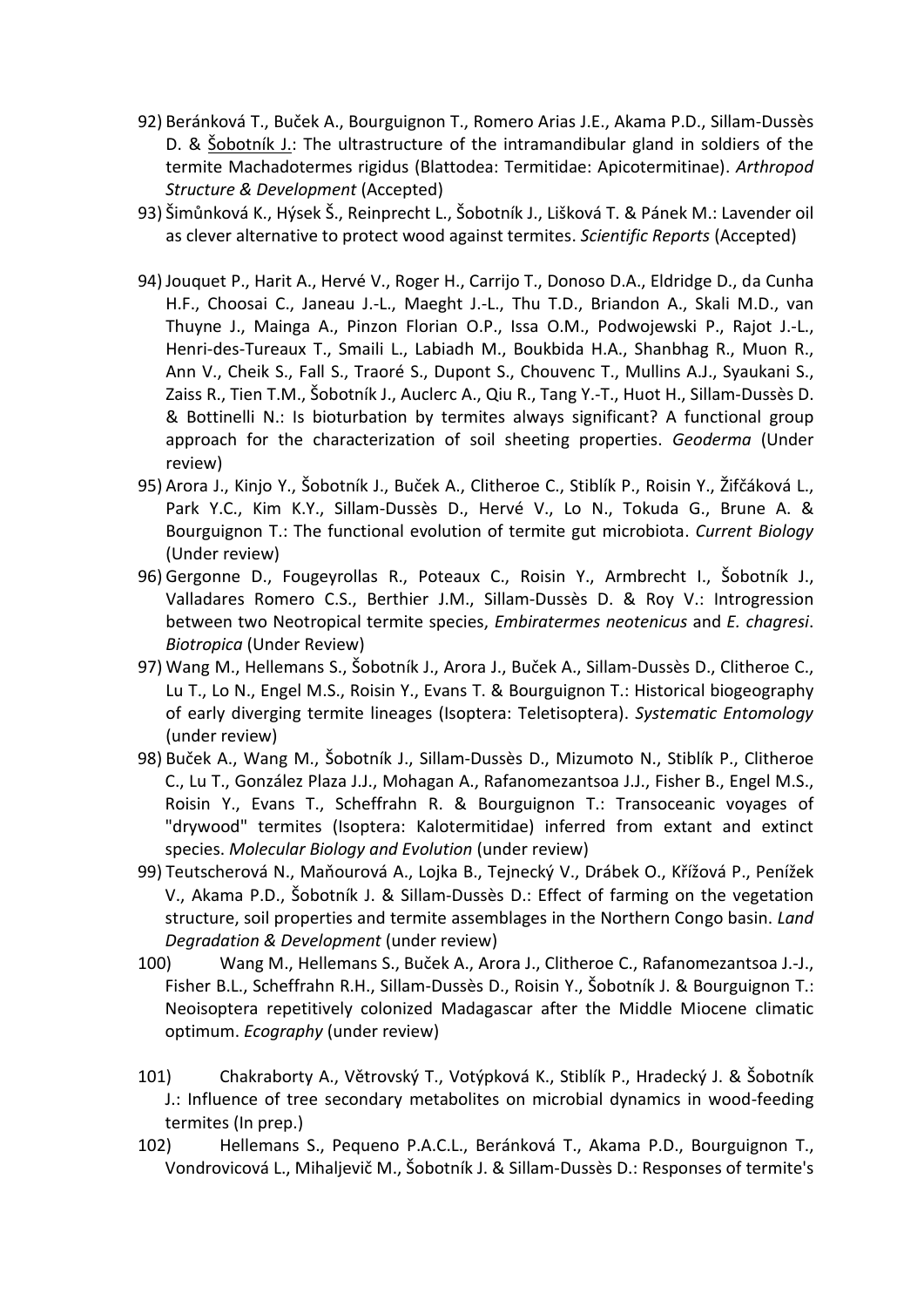92) Beránková T., Buček A., Bourguignon T., Romero Arias J.E., Akama P.D., Sillam-Dussès D. & Šobotník J.: The ultrastructure of the intramandibular gland in soldiers of the termite Machadotermes rigidus (Blattodea: Termitidae: Apicotermitinae). *Arthropod Structure & Development* (Accepted)
93) Šimůnková K., Hýsek Š., Reinprecht L., Šobotník J., Lišková T. & Pánek M.: Lavender oil as clever alternative to protect wood against termites. *Scientific Reports* (Accepted)

94) Jouquet P., Harit A., Hervé V., Roger H., Carrijo T., Donoso D.A., Eldridge D., da Cunha H.F., Choosai C., Janeau J.-L., Maeght J.-L., Thu T.D., Briandon A., Skali M.D., van Thuyne J., Mainga A., Pinzon Florian O.P., Issa O.M., Podwojewski P., Rajot J.-L., Henri-des-Tureaux T., Smaili L., Labiadh M., Boukbida H.A., Shanbhag R., Muon R., Ann V., Cheik S., Fall S., Traoré S., Dupont S., Chouvenc T., Mullins A.J., Syaukani S., Zaiss R., Tien T.M., Šobotník J., Auclerc A., Qiu R., Tang Y.-T., Huot H., Sillam-Dussès D. & Bottinelli N.: Is bioturbation by termites always significant? A functional group approach for the characterization of soil sheeting properties. *Geoderma* (Under review)
95) Arora J., Kinjo Y., Šobotník J., Buček A., Clitheroe C., Stiblík P., Roisin Y., Žifčáková L., Park Y.C., Kim K.Y., Sillam-Dussès D., Hervé V., Lo N., Tokuda G., Brune A. & Bourguignon T.: The functional evolution of termite gut microbiota. *Current Biology* (Under review)
96) Gergonne D., Fougeyrollas R., Poteaux C., Roisin Y., Armbrecht I., Šobotník J., Valladares Romero C.S., Berthier J.M., Sillam-Dussès D. & Roy V.: Introgression between two Neotropical termite species, *Embiratermes neotenicus* and *E. chagresi*. *Biotropica* (Under Review)
97) Wang M., Hellemans S., Šobotník J., Arora J., Buček A., Sillam-Dussès D., Clitheroe C., Lu T., Lo N., Engel M.S., Roisin Y., Evans T. & Bourguignon T.: Historical biogeography of early diverging termite lineages (Isoptera: Teletisoptera). *Systematic Entomology* (under review)
98) Buček A., Wang M., Šobotník J., Sillam-Dussès D., Mizumoto N., Stiblík P., Clitheroe C., Lu T., González Plaza J.J., Mohagan A., Rafanomezantsoa J.J., Fisher B., Engel M.S., Roisin Y., Evans T., Scheffrahn R. & Bourguignon T.: Transoceanic voyages of "drywood" termites (Isoptera: Kalotermitidae) inferred from extant and extinct species. *Molecular Biology and Evolution* (under review)
99) Teutscherová N., Maňourová A., Lojka B., Tejnecký V., Drábek O., Křížová P., Penížek V., Akama P.D., Šobotník J. & Sillam-Dussès D.: Effect of farming on the vegetation structure, soil properties and termite assemblages in the Northern Congo basin. *Land Degradation & Development* (under review)
100) Wang M., Hellemans S., Buček A., Arora J., Clitheroe C., Rafanomezantsoa J.-J., Fisher B.L., Scheffrahn R.H., Sillam-Dussès D., Roisin Y., Šobotník J. & Bourguignon T.: Neoisoptera repetitively colonized Madagascar after the Middle Miocene climatic optimum. *Ecography* (under review)

101) Chakraborty A., Větrovský T., Votýpková K., Stiblík P., Hradecký J. & Šobotník J.: Influence of tree secondary metabolites on microbial dynamics in wood-feeding termites (In prep.)
102) Hellemans S., Pequeno P.A.C.L., Beránková T., Akama P.D., Bourguignon T., Vondrovicová L., Mihaljevič M., Šobotník J. & Sillam-Dussès D.: Responses of termite's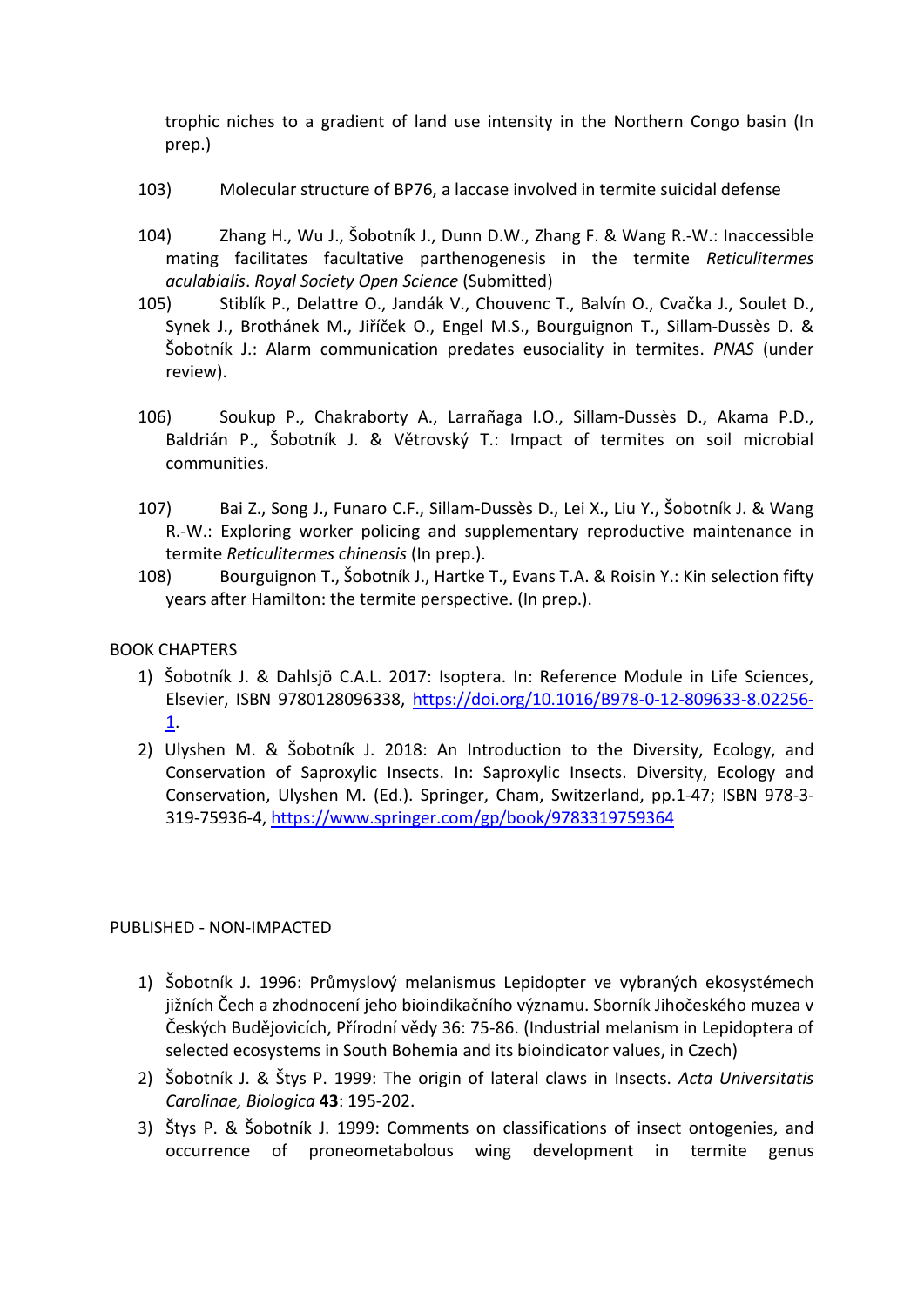trophic niches to a gradient of land use intensity in the Northern Congo basin (In prep.)

103) Molecular structure of BP76, a laccase involved in termite suicidal defense

104) Zhang H., Wu J., Šobotník J., Dunn D.W., Zhang F. & Wang R.-W.: Inaccessible mating facilitates facultative parthenogenesis in the termite *Reticulitermes aculabialis*. *Royal Society Open Science* (Submitted)

105) Stiblík P., Delattre O., Jandák V., Chouvenc T., Balvín O., Cvačka J., Soulet D., Synek J., Brothánek M., Jiříček O., Engel M.S., Bourguignon T., Sillam-Dussès D. & Šobotník J.: Alarm communication predates eusociality in termites. *PNAS* (under review).

106) Soukup P., Chakraborty A., Larrañaga I.O., Sillam-Dussès D., Akama P.D., Baldrián P., Šobotník J. & Větrovský T.: Impact of termites on soil microbial communities.

107) Bai Z., Song J., Funaro C.F., Sillam-Dussès D., Lei X., Liu Y., Šobotník J. & Wang R.-W.: Exploring worker policing and supplementary reproductive maintenance in termite *Reticulitermes chinensis* (In prep.).

108) Bourguignon T., Šobotník J., Hartke T., Evans T.A. & Roisin Y.: Kin selection fifty years after Hamilton: the termite perspective. (In prep.).

BOOK CHAPTERS

1) Šobotník J. & Dahlsjö C.A.L. 2017: Isoptera. In: Reference Module in Life Sciences, Elsevier, ISBN 9780128096338, https://doi.org/10.1016/B978-0-12-809633-8.02256-1.
2) Ulyshen M. & Šobotník J. 2018: An Introduction to the Diversity, Ecology, and Conservation of Saproxylic Insects. In: Saproxylic Insects. Diversity, Ecology and Conservation, Ulyshen M. (Ed.). Springer, Cham, Switzerland, pp.1-47; ISBN 978-3-319-75936-4, https://www.springer.com/gp/book/9783319759364

PUBLISHED - NON-IMPACTED

1) Šobotník J. 1996: Průmyslový melanismus Lepidopter ve vybraných ekosystémech jižních Čech a zhodnocení jeho bioindikačního významu. Sborník Jihočeského muzea v Českých Budějovicích, Přírodní vědy 36: 75-86. (Industrial melanism in Lepidoptera of selected ecosystems in South Bohemia and its bioindicator values, in Czech)
2) Šobotník J. & Štys P. 1999: The origin of lateral claws in Insects. *Acta Universitatis Carolinae, Biologica* **43**: 195-202.
3) Štys P. & Šobotník J. 1999: Comments on classifications of insect ontogenies, and occurrence of proneometabolous wing development in termite genus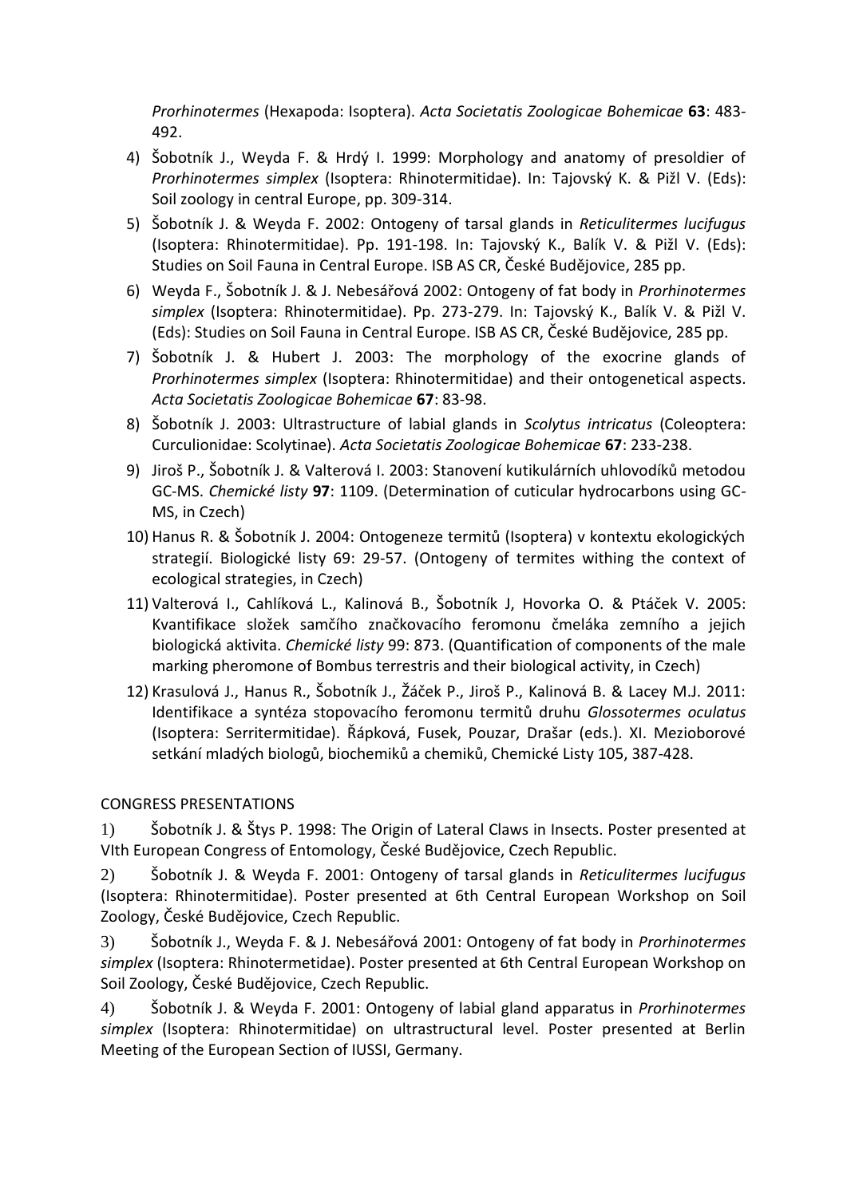*Prorhinotermes* (Hexapoda: Isoptera). *Acta Societatis Zoologicae Bohemicae* **63**: 483-492.

4) Šobotník J., Weyda F. & Hrdý I. 1999: Morphology and anatomy of presoldier of *Prorhinotermes simplex* (Isoptera: Rhinotermitidae). In: Tajovský K. & Pižl V. (Eds): Soil zoology in central Europe, pp. 309-314.
5) Šobotník J. & Weyda F. 2002: Ontogeny of tarsal glands in *Reticulitermes lucifugus* (Isoptera: Rhinotermitidae). Pp. 191-198. In: Tajovský K., Balík V. & Pižl V. (Eds): Studies on Soil Fauna in Central Europe. ISB AS CR, České Budějovice, 285 pp.
6) Weyda F., Šobotník J. & J. Nebesářová 2002: Ontogeny of fat body in *Prorhinotermes simplex* (Isoptera: Rhinotermitidae). Pp. 273-279. In: Tajovský K., Balík V. & Pižl V. (Eds): Studies on Soil Fauna in Central Europe. ISB AS CR, České Budějovice, 285 pp.
7) Šobotník J. & Hubert J. 2003: The morphology of the exocrine glands of *Prorhinotermes simplex* (Isoptera: Rhinotermitidae) and their ontogenetical aspects. *Acta Societatis Zoologicae Bohemicae* **67**: 83-98.
8) Šobotník J. 2003: Ultrastructure of labial glands in *Scolytus intricatus* (Coleoptera: Curculionidae: Scolytinae). *Acta Societatis Zoologicae Bohemicae* **67**: 233-238.
9) Jiroš P., Šobotník J. & Valterová I. 2003: Stanovení kutikulárních uhlovodíků metodou GC-MS. *Chemické listy* **97**: 1109. (Determination of cuticular hydrocarbons using GC-MS, in Czech)
10) Hanus R. & Šobotník J. 2004: Ontogeneze termitů (Isoptera) v kontextu ekologických strategií. Biologické listy 69: 29-57. (Ontogeny of termites withing the context of ecological strategies, in Czech)
11) Valterová I., Cahlíková L., Kalinová B., Šobotník J, Hovorka O. & Ptáček V. 2005: Kvantifikace složek samčího značkovacího feromonu čmeláka zemního a jejich biologická aktivita. *Chemické listy* 99: 873. (Quantification of components of the male marking pheromone of Bombus terrestris and their biological activity, in Czech)
12) Krasulová J., Hanus R., Šobotník J., Žáček P., Jiroš P., Kalinová B. & Lacey M.J. 2011: Identifikace a syntéza stopovacího feromonu termitů druhu *Glossotermes oculatus* (Isoptera: Serritermitidae). Řápková, Fusek, Pouzar, Drašar (eds.). XI. Mezioborové setkání mladých biologů, biochemiků a chemiků, Chemické Listy 105, 387-428.

CONGRESS PRESENTATIONS

1) Šobotník J. & Štys P. 1998: The Origin of Lateral Claws in Insects. Poster presented at VIth European Congress of Entomology, České Budějovice, Czech Republic.
2) Šobotník J. & Weyda F. 2001: Ontogeny of tarsal glands in *Reticulitermes lucifugus* (Isoptera: Rhinotermitidae). Poster presented at 6th Central European Workshop on Soil Zoology, České Budějovice, Czech Republic.
3) Šobotník J., Weyda F. & J. Nebesářová 2001: Ontogeny of fat body in *Prorhinotermes simplex* (Isoptera: Rhinotermetidae). Poster presented at 6th Central European Workshop on Soil Zoology, České Budějovice, Czech Republic.
4) Šobotník J. & Weyda F. 2001: Ontogeny of labial gland apparatus in *Prorhinotermes simplex* (Isoptera: Rhinotermitidae) on ultrastructural level. Poster presented at Berlin Meeting of the European Section of IUSSI, Germany.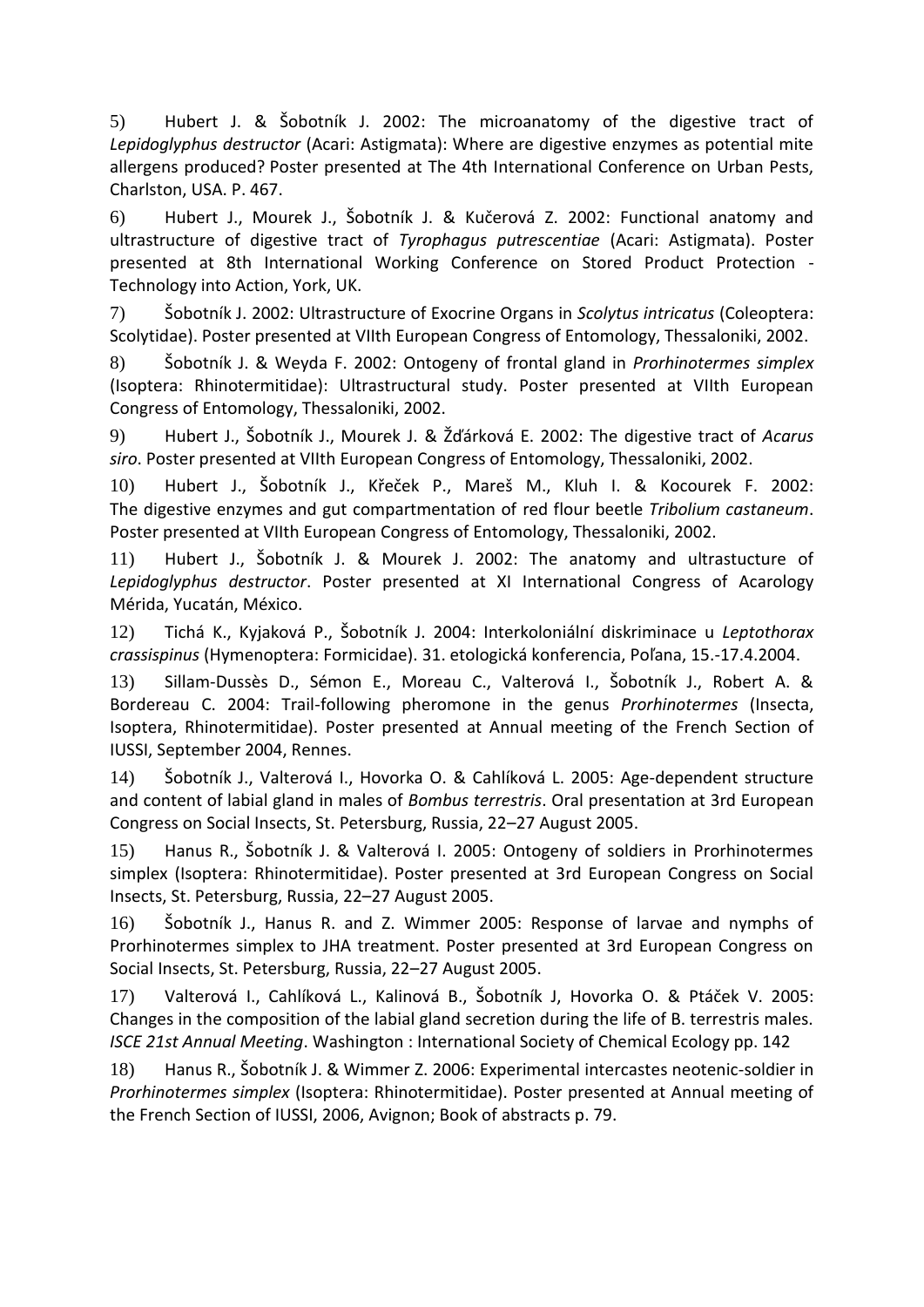5) Hubert J. & Šobotník J. 2002: The microanatomy of the digestive tract of *Lepidoglyphus destructor* (Acari: Astigmata): Where are digestive enzymes as potential mite allergens produced? Poster presented at The 4th International Conference on Urban Pests, Charlston, USA. P. 467.

6) Hubert J., Mourek J., Šobotník J. & Kučerová Z. 2002: Functional anatomy and ultrastructure of digestive tract of *Tyrophagus putrescentiae* (Acari: Astigmata). Poster presented at 8th International Working Conference on Stored Product Protection - Technology into Action, York, UK.

7) Šobotník J. 2002: Ultrastructure of Exocrine Organs in *Scolytus intricatus* (Coleoptera: Scolytidae). Poster presented at VIIth European Congress of Entomology, Thessaloniki, 2002.

8) Šobotník J. & Weyda F. 2002: Ontogeny of frontal gland in *Prorhinotermes simplex* (Isoptera: Rhinotermitidae): Ultrastructural study. Poster presented at VIIth European Congress of Entomology, Thessaloniki, 2002.

9) Hubert J., Šobotník J., Mourek J. & Žďárková E. 2002: The digestive tract of *Acarus siro*. Poster presented at VIIth European Congress of Entomology, Thessaloniki, 2002.

10) Hubert J., Šobotník J., Křeček P., Mareš M., Kluh I. & Kocourek F. 2002: The digestive enzymes and gut compartmentation of red flour beetle *Tribolium castaneum*. Poster presented at VIIth European Congress of Entomology, Thessaloniki, 2002.

11) Hubert J., Šobotník J. & Mourek J. 2002: The anatomy and ultrastucture of *Lepidoglyphus destructor*. Poster presented at XI International Congress of Acarology Mérida, Yucatán, México.

12) Tichá K., Kyjaková P., Šobotník J. 2004: Interkoloniální diskriminace u *Leptothorax crassispinus* (Hymenoptera: Formicidae). 31. etologická konferencia, Poľana, 15.-17.4.2004.

13) Sillam-Dussès D., Sémon E., Moreau C., Valterová I., Šobotník J., Robert A. & Bordereau C. 2004: Trail-following pheromone in the genus *Prorhinotermes* (Insecta, Isoptera, Rhinotermitidae). Poster presented at Annual meeting of the French Section of IUSSI, September 2004, Rennes.

14) Šobotník J., Valterová I., Hovorka O. & Cahlíková L. 2005: Age-dependent structure and content of labial gland in males of *Bombus terrestris*. Oral presentation at 3rd European Congress on Social Insects, St. Petersburg, Russia, 22–27 August 2005.

15) Hanus R., Šobotník J. & Valterová I. 2005: Ontogeny of soldiers in Prorhinotermes simplex (Isoptera: Rhinotermitidae). Poster presented at 3rd European Congress on Social Insects, St. Petersburg, Russia, 22–27 August 2005.

16) Šobotník J., Hanus R. and Z. Wimmer 2005: Response of larvae and nymphs of Prorhinotermes simplex to JHA treatment. Poster presented at 3rd European Congress on Social Insects, St. Petersburg, Russia, 22–27 August 2005.

17) Valterová I., Cahlíková L., Kalinová B., Šobotník J, Hovorka O. & Ptáček V. 2005: Changes in the composition of the labial gland secretion during the life of B. terrestris males. *ISCE 21st Annual Meeting*. Washington : International Society of Chemical Ecology pp. 142

18) Hanus R., Šobotník J. & Wimmer Z. 2006: Experimental intercastes neotenic-soldier in *Prorhinotermes simplex* (Isoptera: Rhinotermitidae). Poster presented at Annual meeting of the French Section of IUSSI, 2006, Avignon; Book of abstracts p. 79.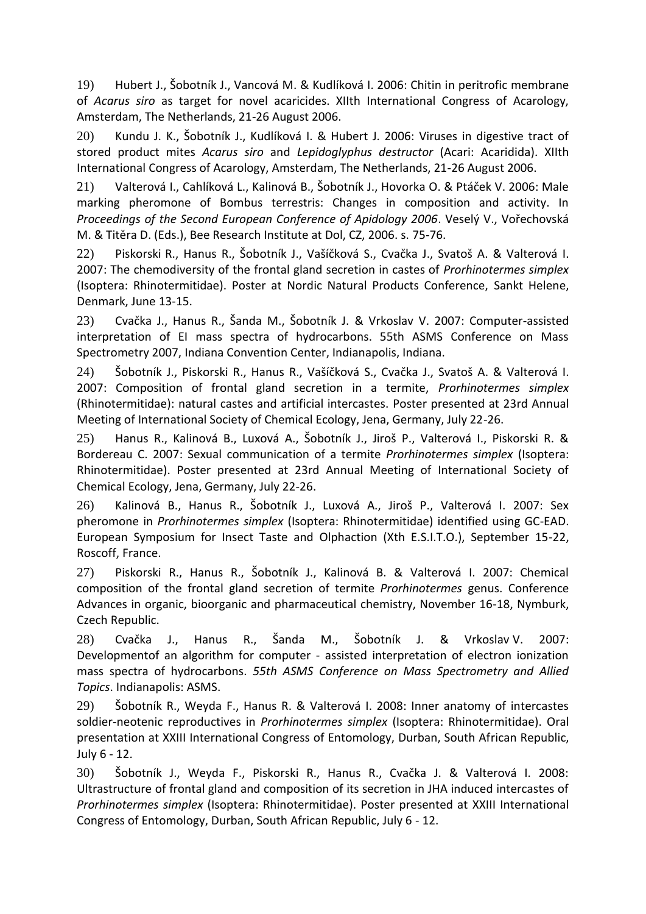19) Hubert J., Šobotník J., Vancová M. & Kudlíková I. 2006: Chitin in peritrofic membrane of *Acarus siro* as target for novel acaricides. XIIth International Congress of Acarology, Amsterdam, The Netherlands, 21-26 August 2006.

20) Kundu J. K., Šobotník J., Kudlíková I. & Hubert J. 2006: Viruses in digestive tract of stored product mites *Acarus siro* and *Lepidoglyphus destructor* (Acari: Acaridida). XIIth International Congress of Acarology, Amsterdam, The Netherlands, 21-26 August 2006.

21) Valterová I., Cahlíková L., Kalinová B., Šobotník J., Hovorka O. & Ptáček V. 2006: Male marking pheromone of Bombus terrestris: Changes in composition and activity. In *Proceedings of the Second European Conference of Apidology 2006*. Veselý V., Vořechovská M. & Titěra D. (Eds.), Bee Research Institute at Dol, CZ, 2006. s. 75-76.

22) Piskorski R., Hanus R., Šobotník J., Vašíčková S., Cvačka J., Svatoš A. & Valterová I. 2007: The chemodiversity of the frontal gland secretion in castes of *Prorhinotermes simplex* (Isoptera: Rhinotermitidae). Poster at Nordic Natural Products Conference, Sankt Helene, Denmark, June 13-15.

23) Cvačka J., Hanus R., Šanda M., Šobotník J. & Vrkoslav V. 2007: Computer-assisted interpretation of EI mass spectra of hydrocarbons. 55th ASMS Conference on Mass Spectrometry 2007, Indiana Convention Center, Indianapolis, Indiana.

24) Šobotník J., Piskorski R., Hanus R., Vašíčková S., Cvačka J., Svatoš A. & Valterová I. 2007: Composition of frontal gland secretion in a termite, *Prorhinotermes simplex* (Rhinotermitidae): natural castes and artificial intercastes. Poster presented at 23rd Annual Meeting of International Society of Chemical Ecology, Jena, Germany, July 22-26.

25) Hanus R., Kalinová B., Luxová A., Šobotník J., Jiroš P., Valterová I., Piskorski R. & Bordereau C. 2007: Sexual communication of a termite *Prorhinotermes simplex* (Isoptera: Rhinotermitidae). Poster presented at 23rd Annual Meeting of International Society of Chemical Ecology, Jena, Germany, July 22-26.

26) Kalinová B., Hanus R., Šobotník J., Luxová A., Jiroš P., Valterová I. 2007: Sex pheromone in *Prorhinotermes simplex* (Isoptera: Rhinotermitidae) identified using GC-EAD. European Symposium for Insect Taste and Olphaction (Xth E.S.I.T.O.), September 15-22, Roscoff, France.

27) Piskorski R., Hanus R., Šobotník J., Kalinová B. & Valterová I. 2007: Chemical composition of the frontal gland secretion of termite *Prorhinotermes* genus. Conference Advances in organic, bioorganic and pharmaceutical chemistry, November 16-18, Nymburk, Czech Republic.

28) Cvačka J., Hanus R., Šanda M., Šobotník J. & Vrkoslav V. 2007: Developmentof an algorithm for computer - assisted interpretation of electron ionization mass spectra of hydrocarbons. *55th ASMS Conference on Mass Spectrometry and Allied Topics*. Indianapolis: ASMS.

29) Šobotník R., Weyda F., Hanus R. & Valterová I. 2008: Inner anatomy of intercastes soldier-neotenic reproductives in *Prorhinotermes simplex* (Isoptera: Rhinotermitidae). Oral presentation at XXIII International Congress of Entomology, Durban, South African Republic, July 6 - 12.

30) Šobotník J., Weyda F., Piskorski R., Hanus R., Cvačka J. & Valterová I. 2008: Ultrastructure of frontal gland and composition of its secretion in JHA induced intercastes of *Prorhinotermes simplex* (Isoptera: Rhinotermitidae). Poster presented at XXIII International Congress of Entomology, Durban, South African Republic, July 6 - 12.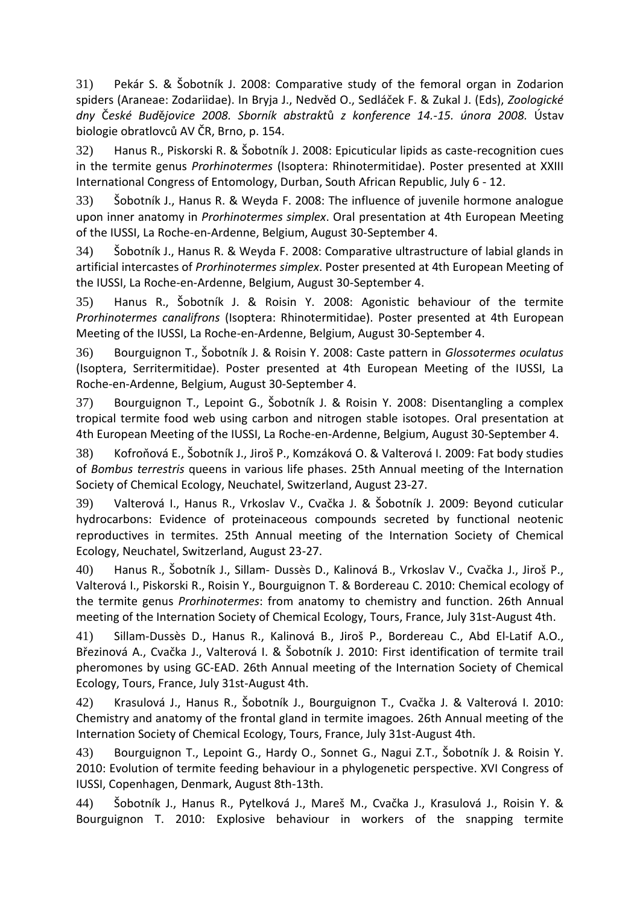31) Pekár S. & Šobotník J. 2008: Comparative study of the femoral organ in Zodarion spiders (Araneae: Zodariidae). In Bryja J., Nedvěd O., Sedláček F. & Zukal J. (Eds), *Zoologické dny České Budějovice 2008. Sborník abstraktů z konference 14.-15. února 2008.* Ústav biologie obratlovců AV ČR, Brno, p. 154.

32) Hanus R., Piskorski R. & Šobotník J. 2008: Epicuticular lipids as caste-recognition cues in the termite genus *Prorhinotermes* (Isoptera: Rhinotermitidae). Poster presented at XXIII International Congress of Entomology, Durban, South African Republic, July 6 - 12.

33) Šobotník J., Hanus R. & Weyda F. 2008: The influence of juvenile hormone analogue upon inner anatomy in *Prorhinotermes simplex*. Oral presentation at 4th European Meeting of the IUSSI, La Roche-en-Ardenne, Belgium, August 30-September 4.

34) Šobotník J., Hanus R. & Weyda F. 2008: Comparative ultrastructure of labial glands in artificial intercastes of *Prorhinotermes simplex*. Poster presented at 4th European Meeting of the IUSSI, La Roche-en-Ardenne, Belgium, August 30-September 4.

35) Hanus R., Šobotník J. & Roisin Y. 2008: Agonistic behaviour of the termite *Prorhinotermes canalifrons* (Isoptera: Rhinotermitidae). Poster presented at 4th European Meeting of the IUSSI, La Roche-en-Ardenne, Belgium, August 30-September 4.

36) Bourguignon T., Šobotník J. & Roisin Y. 2008: Caste pattern in *Glossotermes oculatus* (Isoptera, Serritermitidae). Poster presented at 4th European Meeting of the IUSSI, La Roche-en-Ardenne, Belgium, August 30-September 4.

37) Bourguignon T., Lepoint G., Šobotník J. & Roisin Y. 2008: Disentangling a complex tropical termite food web using carbon and nitrogen stable isotopes. Oral presentation at 4th European Meeting of the IUSSI, La Roche-en-Ardenne, Belgium, August 30-September 4.

38) Kofroňová E., Šobotník J., Jiroš P., Komzáková O. & Valterová I. 2009: Fat body studies of *Bombus terrestris* queens in various life phases. 25th Annual meeting of the Internation Society of Chemical Ecology, Neuchatel, Switzerland, August 23-27.

39) Valterová I., Hanus R., Vrkoslav V., Cvačka J. & Šobotník J. 2009: Beyond cuticular hydrocarbons: Evidence of proteinaceous compounds secreted by functional neotenic reproductives in termites. 25th Annual meeting of the Internation Society of Chemical Ecology, Neuchatel, Switzerland, August 23-27.

40) Hanus R., Šobotník J., Sillam- Dussès D., Kalinová B., Vrkoslav V., Cvačka J., Jiroš P., Valterová I., Piskorski R., Roisin Y., Bourguignon T. & Bordereau C. 2010: Chemical ecology of the termite genus *Prorhinotermes*: from anatomy to chemistry and function. 26th Annual meeting of the Internation Society of Chemical Ecology, Tours, France, July 31st-August 4th.

41) Sillam-Dussès D., Hanus R., Kalinová B., Jiroš P., Bordereau C., Abd El-Latif A.O., Březinová A., Cvačka J., Valterová I. & Šobotník J. 2010: First identification of termite trail pheromones by using GC-EAD. 26th Annual meeting of the Internation Society of Chemical Ecology, Tours, France, July 31st-August 4th.

42) Krasulová J., Hanus R., Šobotník J., Bourguignon T., Cvačka J. & Valterová I. 2010: Chemistry and anatomy of the frontal gland in termite imagoes. 26th Annual meeting of the Internation Society of Chemical Ecology, Tours, France, July 31st-August 4th.

43) Bourguignon T., Lepoint G., Hardy O., Sonnet G., Nagui Z.T., Šobotník J. & Roisin Y. 2010: Evolution of termite feeding behaviour in a phylogenetic perspective. XVI Congress of IUSSI, Copenhagen, Denmark, August 8th-13th.

44) Šobotník J., Hanus R., Pytelková J., Mareš M., Cvačka J., Krasulová J., Roisin Y. & Bourguignon T. 2010: Explosive behaviour in workers of the snapping termite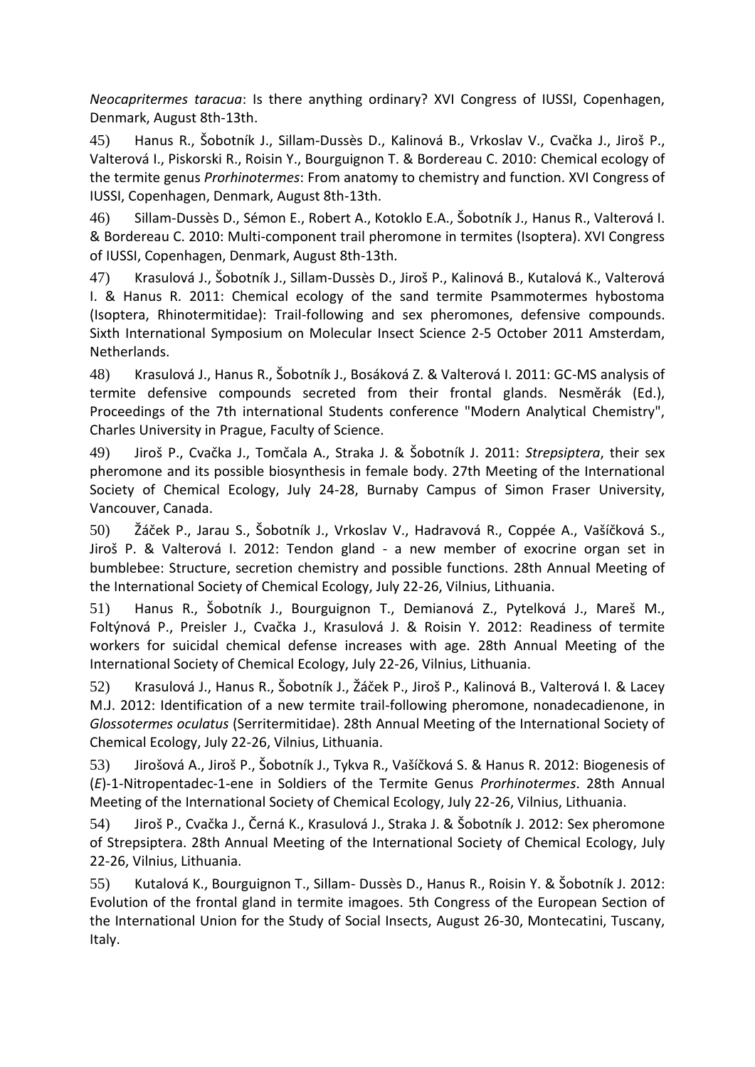*Neocapritermes taracua*: Is there anything ordinary? XVI Congress of IUSSI, Copenhagen, Denmark, August 8th-13th.

45) Hanus R., Šobotník J., Sillam-Dussès D., Kalinová B., Vrkoslav V., Cvačka J., Jiroš P., Valterová I., Piskorski R., Roisin Y., Bourguignon T. & Bordereau C. 2010: Chemical ecology of the termite genus *Prorhinotermes*: From anatomy to chemistry and function. XVI Congress of IUSSI, Copenhagen, Denmark, August 8th-13th.

46) Sillam-Dussès D., Sémon E., Robert A., Kotoklo E.A., Šobotník J., Hanus R., Valterová I. & Bordereau C. 2010: Multi-component trail pheromone in termites (Isoptera). XVI Congress of IUSSI, Copenhagen, Denmark, August 8th-13th.

47) Krasulová J., Šobotník J., Sillam-Dussès D., Jiroš P., Kalinová B., Kutalová K., Valterová I. & Hanus R. 2011: Chemical ecology of the sand termite Psammotermes hybostoma (Isoptera, Rhinotermitidae): Trail-following and sex pheromones, defensive compounds. Sixth International Symposium on Molecular Insect Science 2-5 October 2011 Amsterdam, Netherlands.

48) Krasulová J., Hanus R., Šobotník J., Bosáková Z. & Valterová I. 2011: GC-MS analysis of termite defensive compounds secreted from their frontal glands. Nesměrák (Ed.), Proceedings of the 7th international Students conference "Modern Analytical Chemistry", Charles University in Prague, Faculty of Science.

49) Jiroš P., Cvačka J., Tomčala A., Straka J. & Šobotník J. 2011: *Strepsiptera*, their sex pheromone and its possible biosynthesis in female body. 27th Meeting of the International Society of Chemical Ecology, July 24-28, Burnaby Campus of Simon Fraser University, Vancouver, Canada.

50) Žáček P., Jarau S., Šobotník J., Vrkoslav V., Hadravová R., Coppée A., Vašíčková S., Jiroš P. & Valterová I. 2012: Tendon gland - a new member of exocrine organ set in bumblebee: Structure, secretion chemistry and possible functions. 28th Annual Meeting of the International Society of Chemical Ecology, July 22-26, Vilnius, Lithuania.

51) Hanus R., Šobotník J., Bourguignon T., Demianová Z., Pytelková J., Mareš M., Foltýnová P., Preisler J., Cvačka J., Krasulová J. & Roisin Y. 2012: Readiness of termite workers for suicidal chemical defense increases with age. 28th Annual Meeting of the International Society of Chemical Ecology, July 22-26, Vilnius, Lithuania.

52) Krasulová J., Hanus R., Šobotník J., Žáček P., Jiroš P., Kalinová B., Valterová I. & Lacey M.J. 2012: Identification of a new termite trail-following pheromone, nonadecadienone, in *Glossotermes oculatus* (Serritermitidae). 28th Annual Meeting of the International Society of Chemical Ecology, July 22-26, Vilnius, Lithuania.

53) Jirošová A., Jiroš P., Šobotník J., Tykva R., Vašíčková S. & Hanus R. 2012: Biogenesis of (*E*)-1-Nitropentadec-1-ene in Soldiers of the Termite Genus *Prorhinotermes*. 28th Annual Meeting of the International Society of Chemical Ecology, July 22-26, Vilnius, Lithuania.

54) Jiroš P., Cvačka J., Černá K., Krasulová J., Straka J. & Šobotník J. 2012: Sex pheromone of Strepsiptera. 28th Annual Meeting of the International Society of Chemical Ecology, July 22-26, Vilnius, Lithuania.

55) Kutalová K., Bourguignon T., Sillam- Dussès D., Hanus R., Roisin Y. & Šobotník J. 2012: Evolution of the frontal gland in termite imagoes. 5th Congress of the European Section of the International Union for the Study of Social Insects, August 26-30, Montecatini, Tuscany, Italy.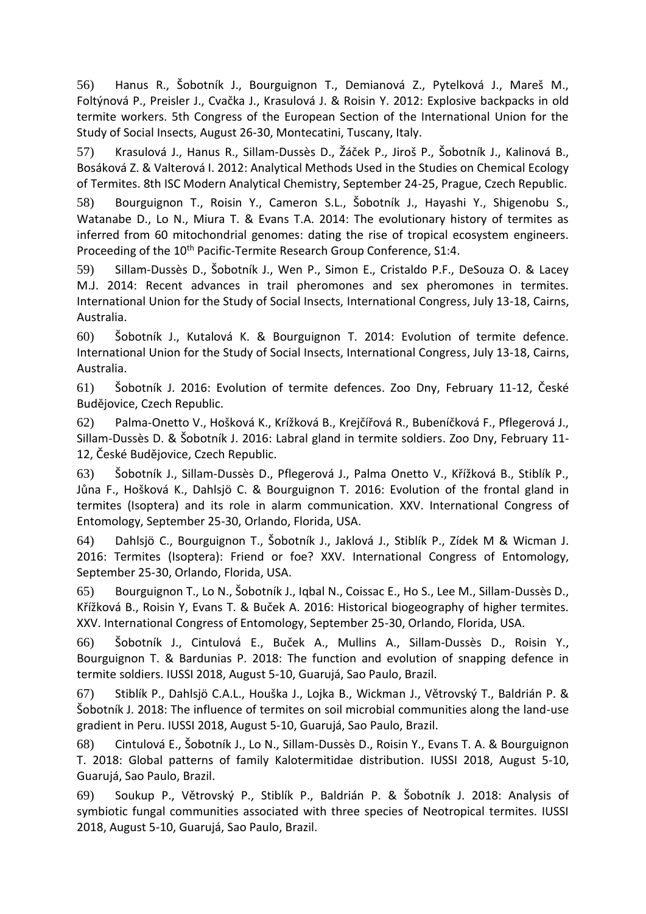56) Hanus R., Šobotník J., Bourguignon T., Demianová Z., Pytelková J., Mareš M., Foltýnová P., Preisler J., Cvačka J., Krasulová J. & Roisin Y. 2012: Explosive backpacks in old termite workers. 5th Congress of the European Section of the International Union for the Study of Social Insects, August 26-30, Montecatini, Tuscany, Italy.

57) Krasulová J., Hanus R., Sillam-Dussès D., Žáček P., Jiroš P., Šobotník J., Kalinová B., Bosáková Z. & Valterová I. 2012: Analytical Methods Used in the Studies on Chemical Ecology of Termites. 8th ISC Modern Analytical Chemistry, September 24-25, Prague, Czech Republic.

58) Bourguignon T., Roisin Y., Cameron S.L., Šobotník J., Hayashi Y., Shigenobu S., Watanabe D., Lo N., Miura T. & Evans T.A. 2014: The evolutionary history of termites as inferred from 60 mitochondrial genomes: dating the rise of tropical ecosystem engineers. Proceeding of the 10th Pacific-Termite Research Group Conference, S1:4.

59) Sillam-Dussès D., Šobotník J., Wen P., Simon E., Cristaldo P.F., DeSouza O. & Lacey M.J. 2014: Recent advances in trail pheromones and sex pheromones in termites. International Union for the Study of Social Insects, International Congress, July 13-18, Cairns, Australia.

60) Šobotník J., Kutalová K. & Bourguignon T. 2014: Evolution of termite defence. International Union for the Study of Social Insects, International Congress, July 13-18, Cairns, Australia.

61) Šobotník J. 2016: Evolution of termite defences. Zoo Dny, February 11-12, České Budějovice, Czech Republic.

62) Palma-Onetto V., Hošková K., Krížková B., Krejčířová R., Bubeníčková F., Pflegerová J., Sillam-Dussès D. & Šobotník J. 2016: Labral gland in termite soldiers. Zoo Dny, February 11-12, České Budějovice, Czech Republic.

63) Šobotník J., Sillam-Dussès D., Pflegerová J., Palma Onetto V., Křížková B., Stiblík P., Jůna F., Hošková K., Dahlsjö C. & Bourguignon T. 2016: Evolution of the frontal gland in termites (Isoptera) and its role in alarm communication. XXV. International Congress of Entomology, September 25-30, Orlando, Florida, USA.

64) Dahlsjö C., Bourguignon T., Šobotník J., Jaklová J., Stiblík P., Zídek M & Wicman J. 2016: Termites (Isoptera): Friend or foe? XXV. International Congress of Entomology, September 25-30, Orlando, Florida, USA.

65) Bourguignon T., Lo N., Šobotník J., Iqbal N., Coissac E., Ho S., Lee M., Sillam-Dussès D., Křížková B., Roisin Y, Evans T. & Buček A. 2016: Historical biogeography of higher termites. XXV. International Congress of Entomology, September 25-30, Orlando, Florida, USA.

66) Šobotník J., Cintulová E., Buček A., Mullins A., Sillam-Dussès D., Roisin Y., Bourguignon T. & Bardunias P. 2018: The function and evolution of snapping defence in termite soldiers. IUSSI 2018, August 5-10, Guarujá, Sao Paulo, Brazil.

67) Stiblík P., Dahlsjö C.A.L., Houška J., Lojka B., Wickman J., Větrovský T., Baldrián P. & Šobotník J. 2018: The influence of termites on soil microbial communities along the land-use gradient in Peru. IUSSI 2018, August 5-10, Guarujá, Sao Paulo, Brazil.

68) Cintulová E., Šobotník J., Lo N., Sillam-Dussès D., Roisin Y., Evans T. A. & Bourguignon T. 2018: Global patterns of family Kalotermitidae distribution. IUSSI 2018, August 5-10, Guarujá, Sao Paulo, Brazil.

69) Soukup P., Větrovský P., Stiblík P., Baldrián P. & Šobotník J. 2018: Analysis of symbiotic fungal communities associated with three species of Neotropical termites. IUSSI 2018, August 5-10, Guarujá, Sao Paulo, Brazil.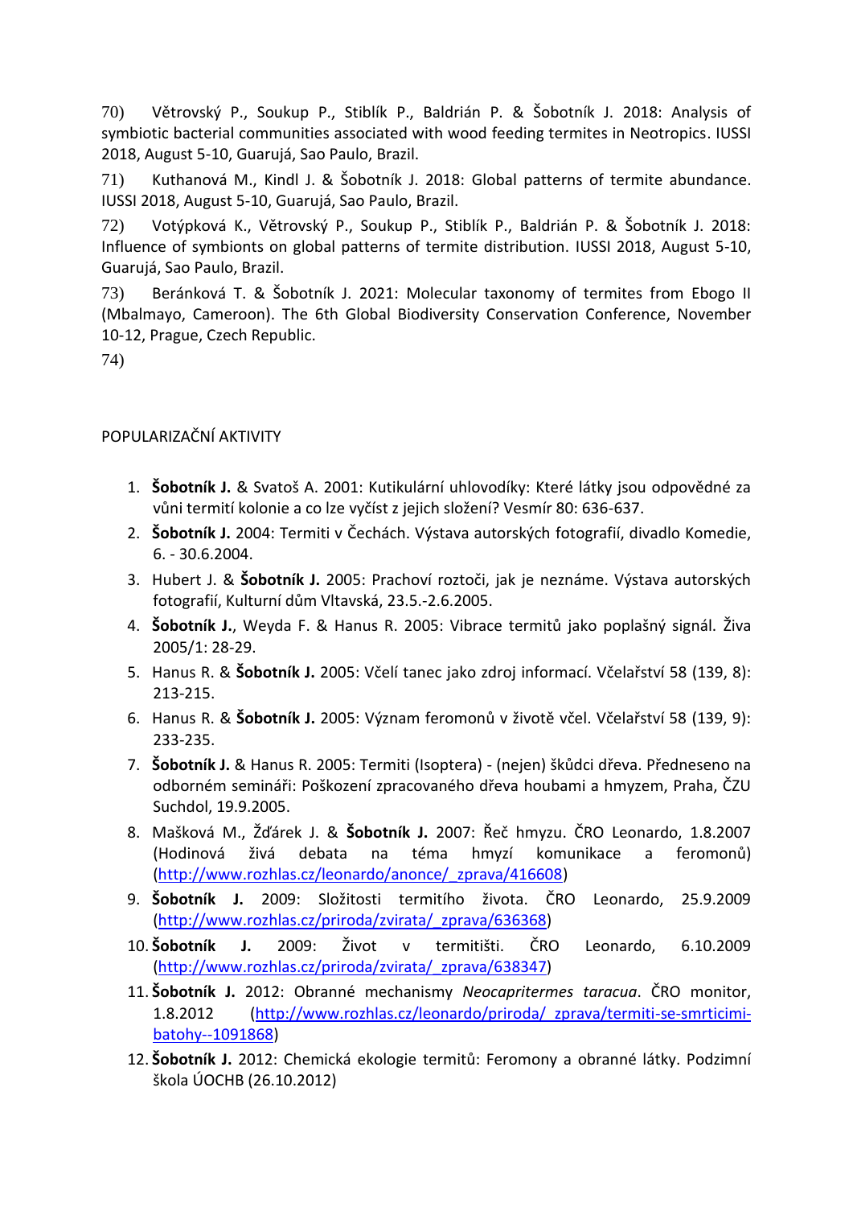70) Větrovský P., Soukup P., Stiblík P., Baldrián P. & Šobotník J. 2018: Analysis of symbiotic bacterial communities associated with wood feeding termites in Neotropics. IUSSI 2018, August 5-10, Guarujá, Sao Paulo, Brazil.

71) Kuthanová M., Kindl J. & Šobotník J. 2018: Global patterns of termite abundance. IUSSI 2018, August 5-10, Guarujá, Sao Paulo, Brazil.

72) Votýpková K., Větrovský P., Soukup P., Stiblík P., Baldrián P. & Šobotník J. 2018: Influence of symbionts on global patterns of termite distribution. IUSSI 2018, August 5-10, Guarujá, Sao Paulo, Brazil.

73) Beránková T. & Šobotník J. 2021: Molecular taxonomy of termites from Ebogo II (Mbalmayo, Cameroon). The 6th Global Biodiversity Conservation Conference, November 10-12, Prague, Czech Republic.

74)

POPULARIZAČNÍ AKTIVITY

1. **Šobotník J.** & Svatoš A. 2001: Kutikulární uhlovodíky: Které látky jsou odpovědné za vůni termití kolonie a co lze vyčíst z jejich složení? Vesmír 80: 636-637.
2. **Šobotník J.** 2004: Termiti v Čechách. Výstava autorských fotografií, divadlo Komedie, 6. - 30.6.2004.
3. Hubert J. & **Šobotník J.** 2005: Prachoví roztoči, jak je neznáme. Výstava autorských fotografií, Kulturní dům Vltavská, 23.5.-2.6.2005.
4. **Šobotník J.**, Weyda F. & Hanus R. 2005: Vibrace termitů jako poplašný signál. Živa 2005/1: 28-29.
5. Hanus R. & **Šobotník J.** 2005: Včelí tanec jako zdroj informací. Včelařství 58 (139, 8): 213-215.
6. Hanus R. & **Šobotník J.** 2005: Význam feromonů v životě včel. Včelařství 58 (139, 9): 233-235.
7. **Šobotník J.** & Hanus R. 2005: Termiti (Isoptera) - (nejen) škůdci dřeva. Předneseno na odborném semináři: Poškození zpracovaného dřeva houbami a hmyzem, Praha, ČZU Suchdol, 19.9.2005.
8. Mašková M., Žďárek J. & **Šobotník J.** 2007: Řeč hmyzu. ČRO Leonardo, 1.8.2007 (Hodinová živá debata na téma hmyzí komunikace a feromonů) (http://www.rozhlas.cz/leonardo/anonce/_zprava/416608)
9. **Šobotník J.** 2009: Složitosti termitího života. ČRO Leonardo, 25.9.2009 (http://www.rozhlas.cz/priroda/zvirata/_zprava/636368)
10. **Šobotník J.** 2009: Život v termitišti. ČRO Leonardo, 6.10.2009 (http://www.rozhlas.cz/priroda/zvirata/_zprava/638347)
11. **Šobotník J.** 2012: Obranné mechanismy *Neocapritermes taracua*. ČRO monitor, 1.8.2012 (http://www.rozhlas.cz/leonardo/priroda/_zprava/termiti-se-smrticimi-batohy--1091868)
12. **Šobotník J.** 2012: Chemická ekologie termitů: Feromony a obranné látky. Podzimní škola ÚOCHB (26.10.2012)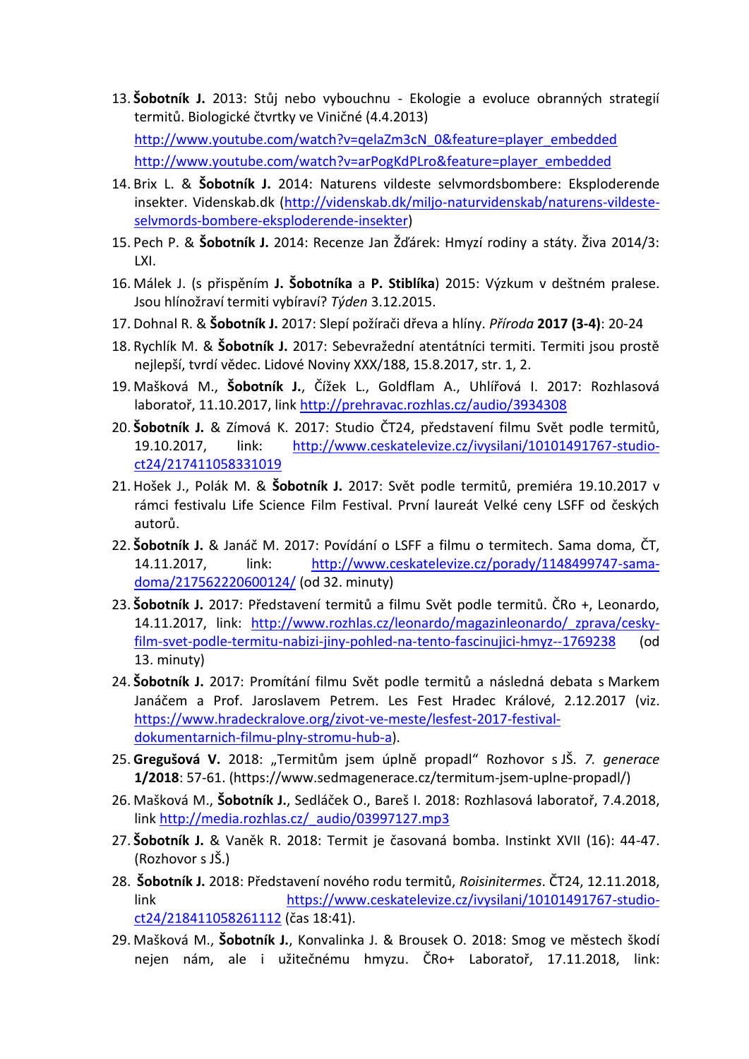13. **Šobotník J.** 2013: Stůj nebo vybouchnu - Ekologie a evoluce obranných strategií termitů. Biologické čtvrtky ve Viničné (4.4.2013)

    http://www.youtube.com/watch?v=qelaZm3cN_0&feature=player_embedded

    http://www.youtube.com/watch?v=arPogKdPLro&feature=player_embedded

14. Brix L. & **Šobotník J.** 2014: Naturens vildeste selvmordsbombere: Eksploderende insekter. Videnskab.dk (http://videnskab.dk/miljo-naturvidenskab/naturens-vildeste-selvmords-bombere-eksploderende-insekter)

15. Pech P. & **Šobotník J.** 2014: Recenze Jan Žďárek: Hmyzí rodiny a státy. Živa 2014/3: LXI.

16. Málek J. (s přispěním **J. Šobotníka** a **P. Stiblíka**) 2015: Výzkum v deštném pralese. Jsou hlínožraví termiti vybíraví? *Týden* 3.12.2015.

17. Dohnal R. & **Šobotník J.** 2017: Slepí požírači dřeva a hlíny. *Příroda* **2017 (3-4)**: 20-24

18. Rychlík M. & **Šobotník J.** 2017: Sebevražední atentátníci termiti. Termiti jsou prostě nejlepší, tvrdí vědec. Lidové Noviny XXX/188, 15.8.2017, str. 1, 2.

19. Mašková M., **Šobotník J.**, Čížek L., Goldflam A., Uhlířová I. 2017: Rozhlasová laboratoř, 11.10.2017, link http://prehravac.rozhlas.cz/audio/3934308

20. **Šobotník J.** & Zímová K. 2017: Studio ČT24, představení filmu Svět podle termitů, 19.10.2017, link: http://www.ceskatelevize.cz/ivysilani/10101491767-studio-ct24/217411058331019

21. Hošek J., Polák M. & **Šobotník J.** 2017: Svět podle termitů, premiéra 19.10.2017 v rámci festivalu Life Science Film Festival. První laureát Velké ceny LSFF od českých autorů.

22. **Šobotník J.** & Janáč M. 2017: Povídání o LSFF a filmu o termitech. Sama doma, ČT, 14.11.2017, link: http://www.ceskatelevize.cz/porady/1148499747-sama-doma/217562220600124/ (od 32. minuty)

23. **Šobotník J.** 2017: Představení termitů a filmu Svět podle termitů. ČRo +, Leonardo, 14.11.2017, link: http://www.rozhlas.cz/leonardo/magazinleonardo/_zprava/cesky-film-svet-podle-termitu-nabizi-jiny-pohled-na-tento-fascinujici-hmyz--1769238 (od 13. minuty)

24. **Šobotník J.** 2017: Promítání filmu Svět podle termitů a následná debata s Markem Janáčem a Prof. Jaroslavem Petrem. Les Fest Hradec Králové, 2.12.2017 (viz. https://www.hradeckralove.org/zivot-ve-meste/lesfest-2017-festival-dokumentarnich-filmu-plny-stromu-hub-a).

25. **Gregušová V.** 2018: „Termitům jsem úplně propadl" Rozhovor s JŠ. *7. generace* **1/2018**: 57-61. (https://www.sedmagenerace.cz/termitum-jsem-uplne-propadl/)

26. Mašková M., **Šobotník J.**, Sedláček O., Bareš I. 2018: Rozhlasová laboratoř, 7.4.2018, link http://media.rozhlas.cz/_audio/03997127.mp3

27. **Šobotník J.** & Vaněk R. 2018: Termit je časovaná bomba. Instinkt XVII (16): 44-47. (Rozhovor s JŠ.)

28. **Šobotník J.** 2018: Představení nového rodu termitů, *Roisinitermes*. ČT24, 12.11.2018, link https://www.ceskatelevize.cz/ivysilani/10101491767-studio-ct24/218411058261112 (čas 18:41).

29. Mašková M., **Šobotník J.**, Konvalinka J. & Brousek O. 2018: Smog ve městech škodí nejen nám, ale i užitečnému hmyzu. ČRo+ Laboratoř, 17.11.2018, link: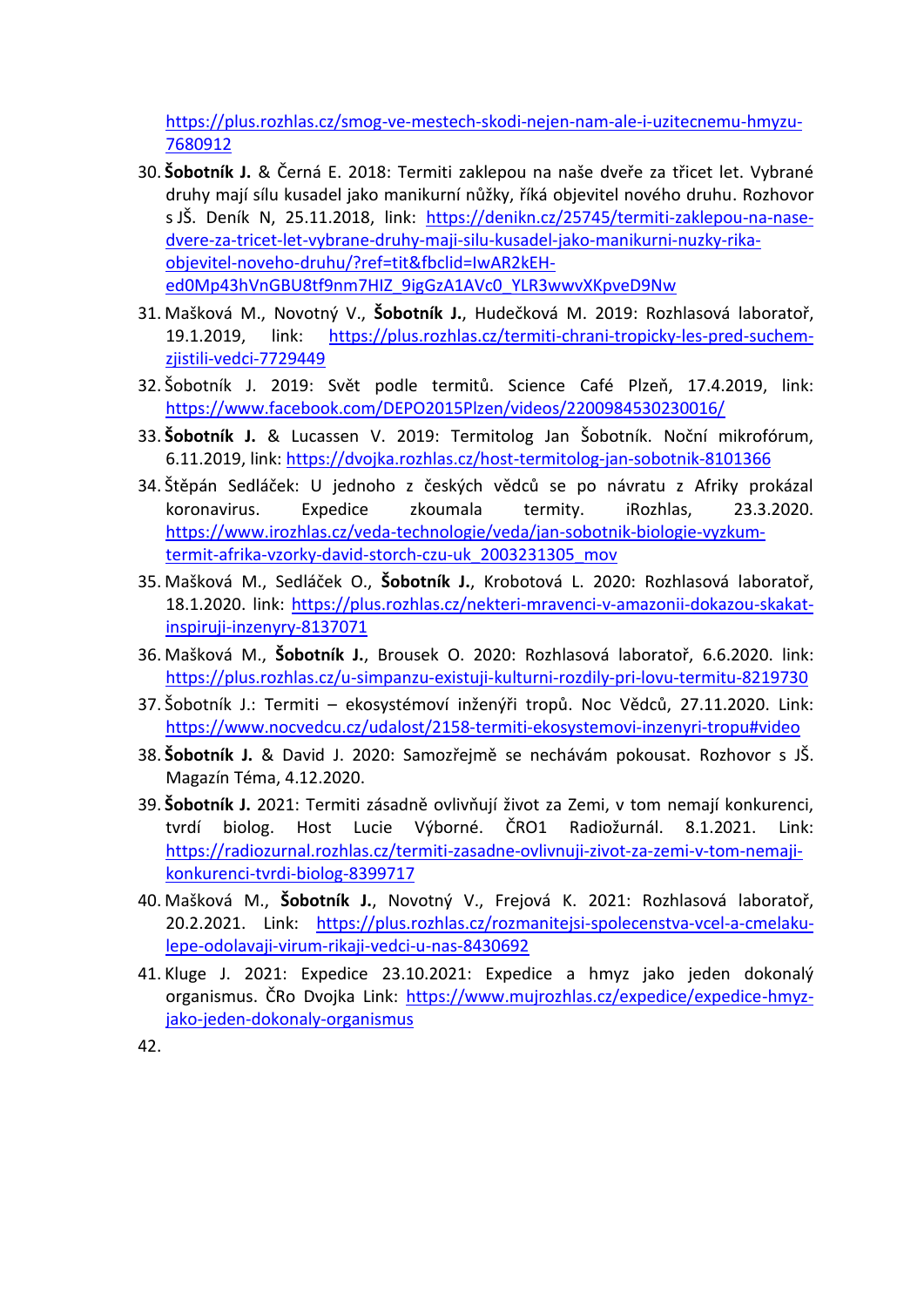https://plus.rozhlas.cz/smog-ve-mestech-skodi-nejen-nam-ale-i-uzitecnemu-hmyzu-7680912

30. **Šobotník J.** & Černá E. 2018: Termiti zaklepou na naše dveře za třicet let. Vybrané druhy mají sílu kusadel jako manikurní nůžky, říká objevitel nového druhu. Rozhovor s JŠ. Deník N, 25.11.2018, link: https://denikn.cz/25745/termiti-zaklepou-na-nase-dvere-za-tricet-let-vybrane-druhy-maji-silu-kusadel-jako-manikurni-nuzky-rika-objevitel-noveho-druhu/?ref=tit&fbclid=IwAR2kEH-ed0Mp43hVnGBU8tf9nm7HIZ_9igGzA1AVc0_YLR3wwvXKpveD9Nw
31. Mašková M., Novotný V., **Šobotník J.**, Hudečková M. 2019: Rozhlasová laboratoř, 19.1.2019, link: https://plus.rozhlas.cz/termiti-chrani-tropicky-les-pred-suchem-zjistili-vedci-7729449
32. Šobotník J. 2019: Svět podle termitů. Science Café Plzeň, 17.4.2019, link: https://www.facebook.com/DEPO2015Plzen/videos/2200984530230016/
33. **Šobotník J.** & Lucassen V. 2019: Termitolog Jan Šobotník. Noční mikrofórum, 6.11.2019, link: https://dvojka.rozhlas.cz/host-termitolog-jan-sobotnik-8101366
34. Štěpán Sedláček: U jednoho z českých vědců se po návratu z Afriky prokázal koronavirus. Expedice zkoumala termity. iRozhlas, 23.3.2020. https://www.irozhlas.cz/veda-technologie/veda/jan-sobotnik-biologie-vyzkum-termit-afrika-vzorky-david-storch-czu-uk_2003231305_mov
35. Mašková M., Sedláček O., **Šobotník J.**, Krobotová L. 2020: Rozhlasová laboratoř, 18.1.2020. link: https://plus.rozhlas.cz/nekteri-mravenci-v-amazonii-dokazou-skakat-inspiruji-inzenyry-8137071
36. Mašková M., **Šobotník J.**, Brousek O. 2020: Rozhlasová laboratoř, 6.6.2020. link: https://plus.rozhlas.cz/u-simpanzu-existuji-kulturni-rozdily-pri-lovu-termitu-8219730
37. Šobotník J.: Termiti – ekosystémoví inženýři tropů. Noc Vědců, 27.11.2020. Link: https://www.nocvedcu.cz/udalost/2158-termiti-ekosystemovi-inzenyri-tropu#video
38. **Šobotník J.** & David J. 2020: Samozřejmě se nechávám pokousat. Rozhovor s JŠ. Magazín Téma, 4.12.2020.
39. **Šobotník J.** 2021: Termiti zásadně ovlivňují život za Zemi, v tom nemají konkurenci, tvrdí biolog. Host Lucie Výborné. ČRO1 Radiožurnál. 8.1.2021. Link: https://radiozurnal.rozhlas.cz/termiti-zasadne-ovlivnuji-zivot-za-zemi-v-tom-nemaji-konkurenci-tvrdi-biolog-8399717
40. Mašková M., **Šobotník J.**, Novotný V., Frejová K. 2021: Rozhlasová laboratoř, 20.2.2021. Link: https://plus.rozhlas.cz/rozmanitejsi-spolecenstva-vcel-a-cmelaku-lepe-odolavaji-virum-rikaji-vedci-u-nas-8430692
41. Kluge J. 2021: Expedice 23.10.2021: Expedice a hmyz jako jeden dokonalý organismus. ČRo Dvojka Link: https://www.mujrozhlas.cz/expedice/expedice-hmyz-jako-jeden-dokonaly-organismus
42.